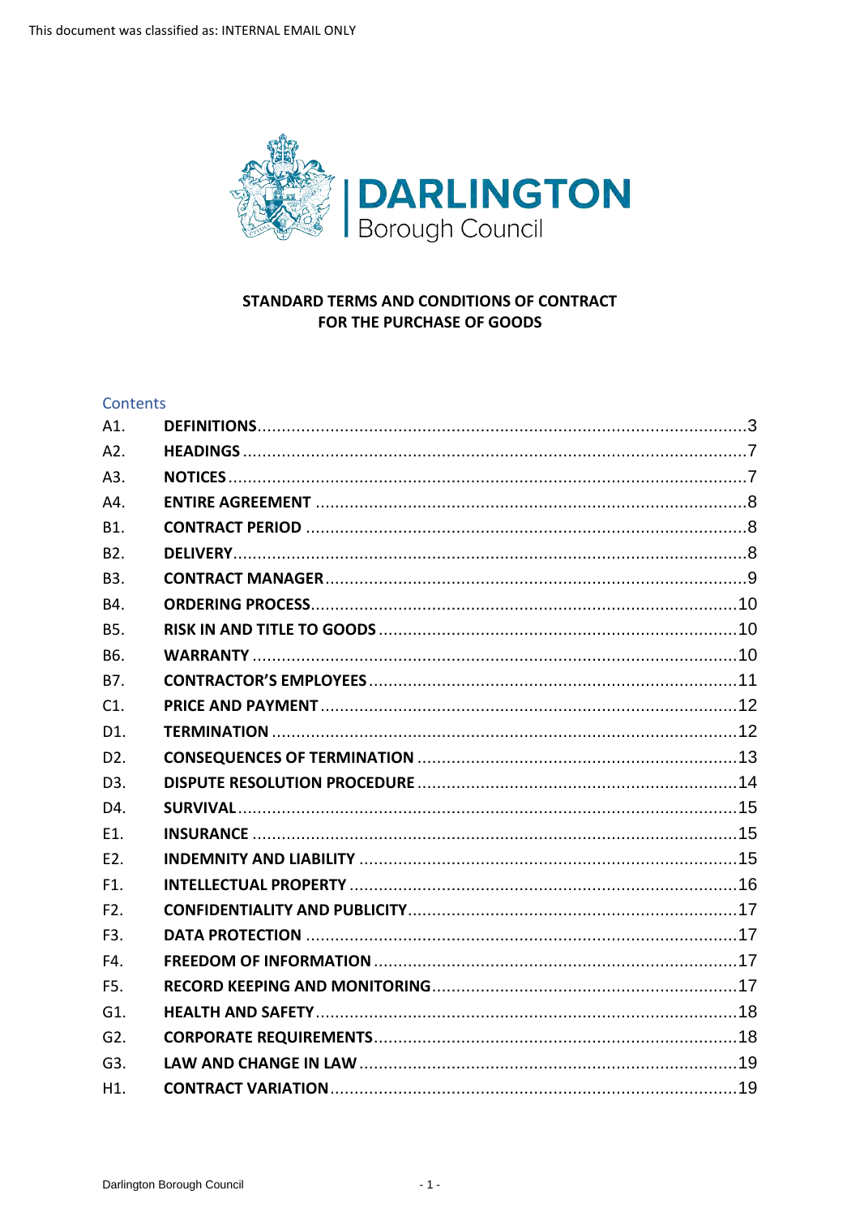This document was classified as: INTERNAL EMAIL ONLY

DARLINGTON Borough Council

# STANDARD TERMS AND CONDITIONS OF CONTRACT FOR THE PURCHASE OF GOODS

## Contents

| | | |
|---|---|---|
| A1. | **DEFINITIONS** | 3 |
| A2. | **HEADINGS** | 7 |
| A3. | **NOTICES** | 7 |
| A4. | **ENTIRE AGREEMENT** | 8 |
| B1. | **CONTRACT PERIOD** | 8 |
| B2. | **DELIVERY** | 8 |
| B3. | **CONTRACT MANAGER** | 9 |
| B4. | **ORDERING PROCESS** | 10 |
| B5. | **RISK IN AND TITLE TO GOODS** | 10 |
| B6. | **WARRANTY** | 10 |
| B7. | **CONTRACTOR'S EMPLOYEES** | 11 |
| C1. | **PRICE AND PAYMENT** | 12 |
| D1. | **TERMINATION** | 12 |
| D2. | **CONSEQUENCES OF TERMINATION** | 13 |
| D3. | **DISPUTE RESOLUTION PROCEDURE** | 14 |
| D4. | **SURVIVAL** | 15 |
| E1. | **INSURANCE** | 15 |
| E2. | **INDEMNITY AND LIABILITY** | 15 |
| F1. | **INTELLECTUAL PROPERTY** | 16 |
| F2. | **CONFIDENTIALITY AND PUBLICITY** | 17 |
| F3. | **DATA PROTECTION** | 17 |
| F4. | **FREEDOM OF INFORMATION** | 17 |
| F5. | **RECORD KEEPING AND MONITORING** | 17 |
| G1. | **HEALTH AND SAFETY** | 18 |
| G2. | **CORPORATE REQUIREMENTS** | 18 |
| G3. | **LAW AND CHANGE IN LAW** | 19 |
| H1. | **CONTRACT VARIATION** | 19 |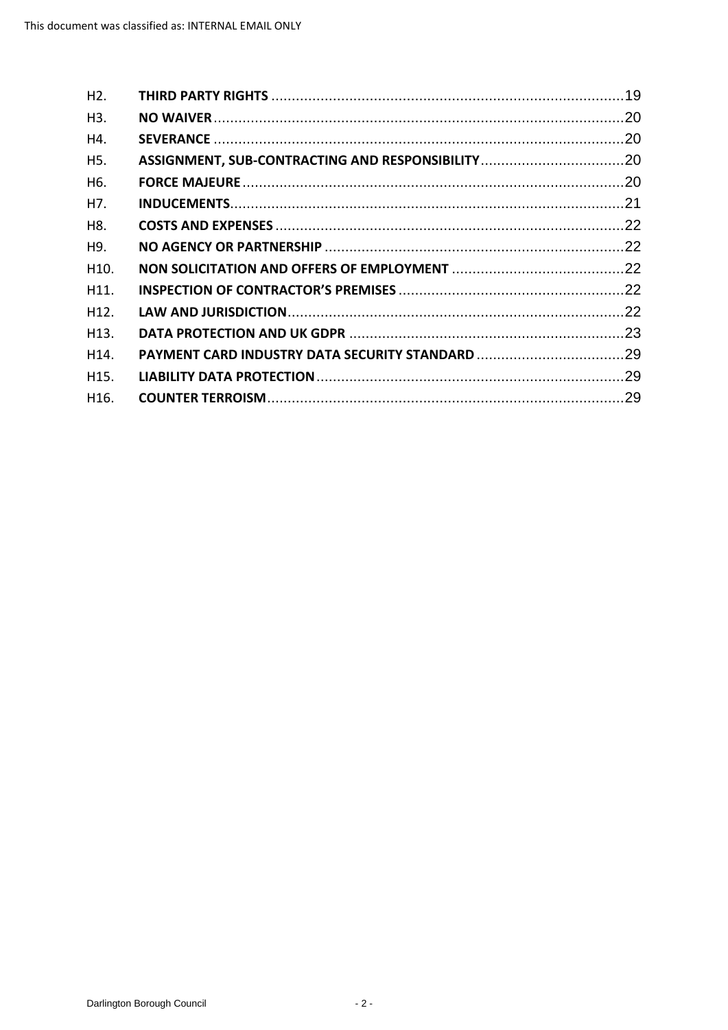| | | |
|---|---|---|
| H2. | **THIRD PARTY RIGHTS** | 19 |
| H3. | **NO WAIVER** | 20 |
| H4. | **SEVERANCE** | 20 |
| H5. | **ASSIGNMENT, SUB-CONTRACTING AND RESPONSIBILITY** | 20 |
| H6. | **FORCE MAJEURE** | 20 |
| H7. | **INDUCEMENTS** | 21 |
| H8. | **COSTS AND EXPENSES** | 22 |
| H9. | **NO AGENCY OR PARTNERSHIP** | 22 |
| H10. | **NON SOLICITATION AND OFFERS OF EMPLOYMENT** | 22 |
| H11. | **INSPECTION OF CONTRACTOR'S PREMISES** | 22 |
| H12. | **LAW AND JURISDICTION** | 22 |
| H13. | **DATA PROTECTION AND UK GDPR** | 23 |
| H14. | **PAYMENT CARD INDUSTRY DATA SECURITY STANDARD** | 29 |
| H15. | **LIABILITY DATA PROTECTION** | 29 |
| H16. | **COUNTER TERROISM** | 29 |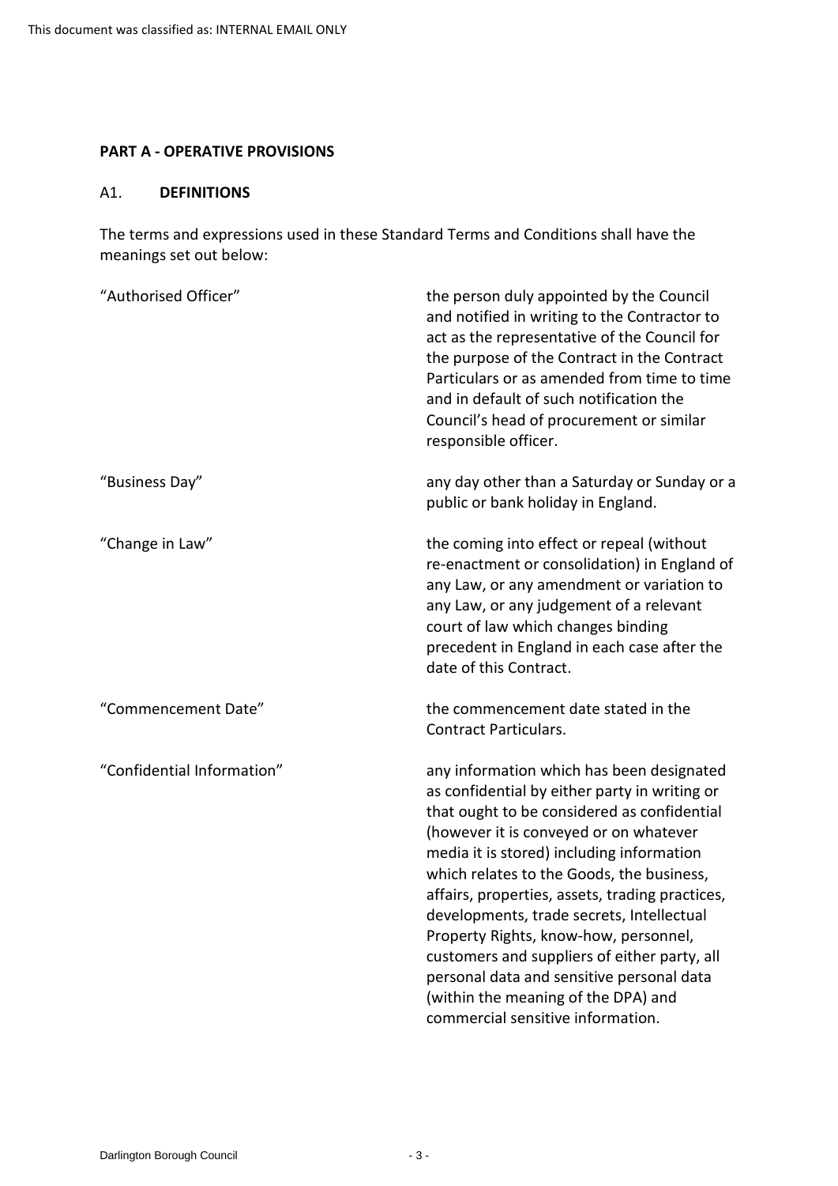**PART A - OPERATIVE PROVISIONS**

A1. **DEFINITIONS**

The terms and expressions used in these Standard Terms and Conditions shall have the meanings set out below:

| | |
|---|---|
| "Authorised Officer" | the person duly appointed by the Council and notified in writing to the Contractor to act as the representative of the Council for the purpose of the Contract in the Contract Particulars or as amended from time to time and in default of such notification the Council's head of procurement or similar responsible officer. |
| "Business Day" | any day other than a Saturday or Sunday or a public or bank holiday in England. |
| "Change in Law" | the coming into effect or repeal (without re-enactment or consolidation) in England of any Law, or any amendment or variation to any Law, or any judgement of a relevant court of law which changes binding precedent in England in each case after the date of this Contract. |
| "Commencement Date" | the commencement date stated in the Contract Particulars. |
| "Confidential Information" | any information which has been designated as confidential by either party in writing or that ought to be considered as confidential (however it is conveyed or on whatever media it is stored) including information which relates to the Goods, the business, affairs, properties, assets, trading practices, developments, trade secrets, Intellectual Property Rights, know-how, personnel, customers and suppliers of either party, all personal data and sensitive personal data (within the meaning of the DPA) and commercial sensitive information. |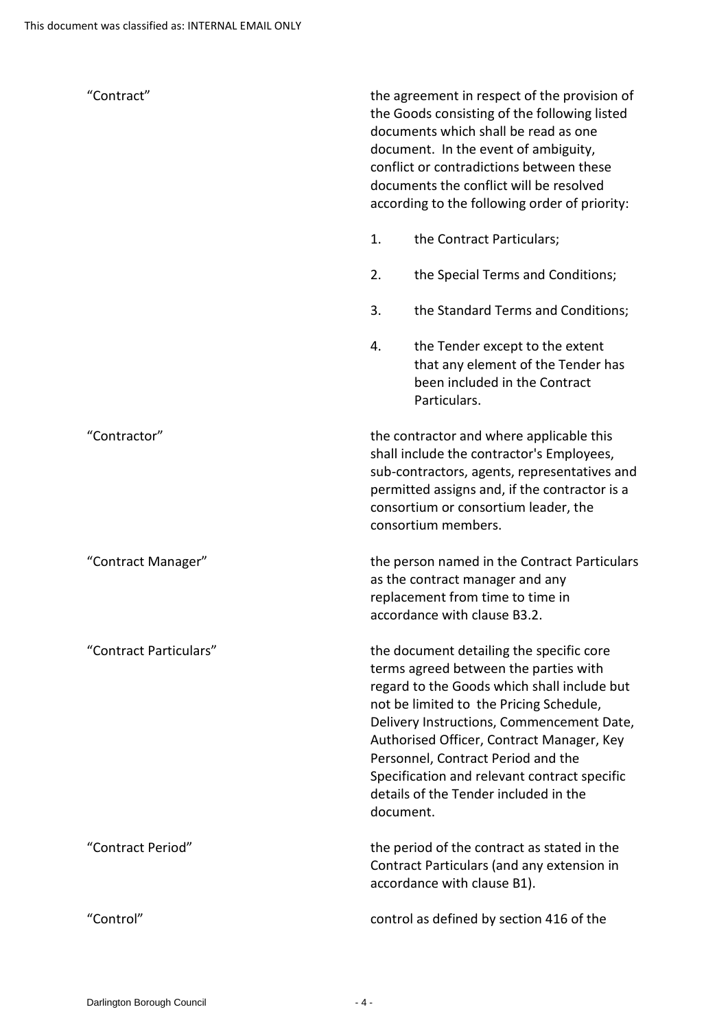| | |
|---|---|
| "Contract" | the agreement in respect of the provision of the Goods consisting of the following listed documents which shall be read as one document. In the event of ambiguity, conflict or contradictions between these documents the conflict will be resolved according to the following order of priority:<br><br>1. the Contract Particulars;<br>2. the Special Terms and Conditions;<br>3. the Standard Terms and Conditions;<br>4. the Tender except to the extent that any element of the Tender has been included in the Contract Particulars. |
| "Contractor" | the contractor and where applicable this shall include the contractor's Employees, sub-contractors, agents, representatives and permitted assigns and, if the contractor is a consortium or consortium leader, the consortium members. |
| "Contract Manager" | the person named in the Contract Particulars as the contract manager and any replacement from time to time in accordance with clause B3.2. |
| "Contract Particulars" | the document detailing the specific core terms agreed between the parties with regard to the Goods which shall include but not be limited to the Pricing Schedule, Delivery Instructions, Commencement Date, Authorised Officer, Contract Manager, Key Personnel, Contract Period and the Specification and relevant contract specific details of the Tender included in the document. |
| "Contract Period" | the period of the contract as stated in the Contract Particulars (and any extension in accordance with clause B1). |
| "Control" | control as defined by section 416 of the |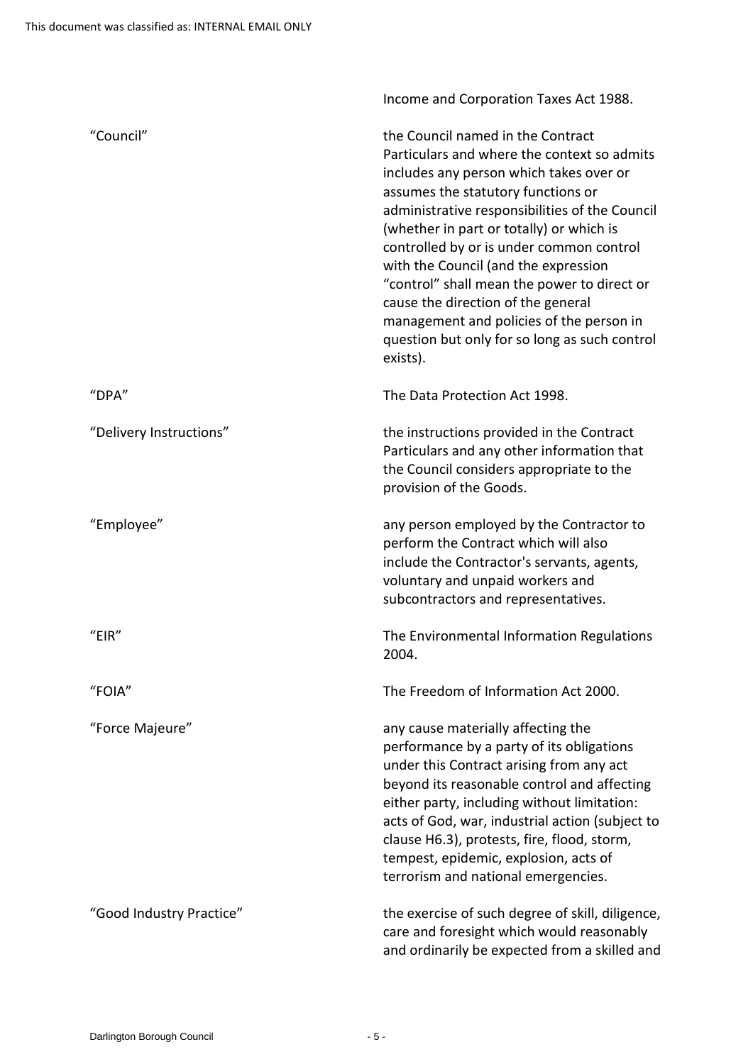| | |
|---|---|
| | Income and Corporation Taxes Act 1988. |
| "Council" | the Council named in the Contract Particulars and where the context so admits includes any person which takes over or assumes the statutory functions or administrative responsibilities of the Council (whether in part or totally) or which is controlled by or is under common control with the Council (and the expression "control" shall mean the power to direct or cause the direction of the general management and policies of the person in question but only for so long as such control exists). |
| "DPA" | The Data Protection Act 1998. |
| "Delivery Instructions" | the instructions provided in the Contract Particulars and any other information that the Council considers appropriate to the provision of the Goods. |
| "Employee" | any person employed by the Contractor to perform the Contract which will also include the Contractor's servants, agents, voluntary and unpaid workers and subcontractors and representatives. |
| "EIR" | The Environmental Information Regulations 2004. |
| "FOIA" | The Freedom of Information Act 2000. |
| "Force Majeure" | any cause materially affecting the performance by a party of its obligations under this Contract arising from any act beyond its reasonable control and affecting either party, including without limitation: acts of God, war, industrial action (subject to clause H6.3), protests, fire, flood, storm, tempest, epidemic, explosion, acts of terrorism and national emergencies. |
| "Good Industry Practice" | the exercise of such degree of skill, diligence, care and foresight which would reasonably and ordinarily be expected from a skilled and |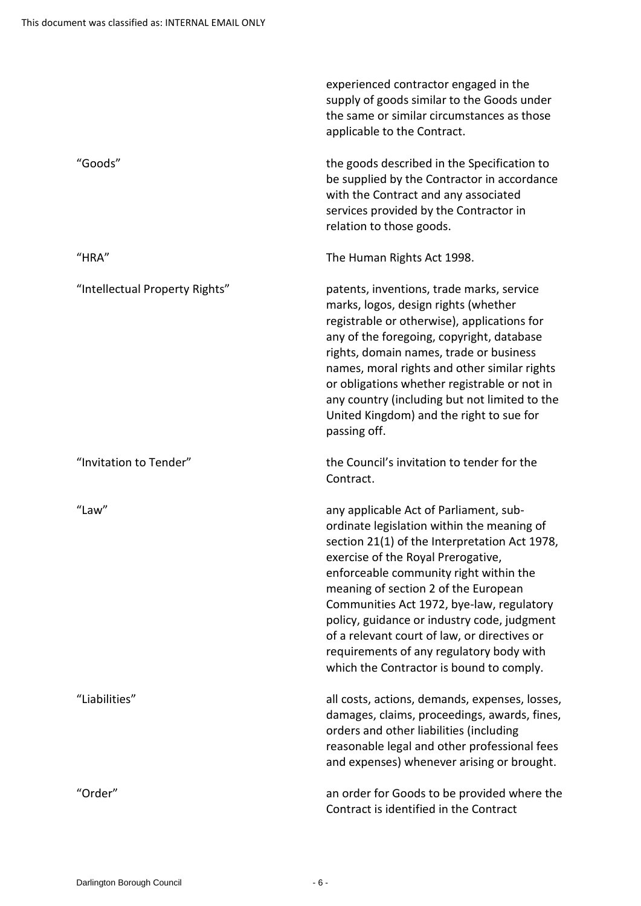experienced contractor engaged in the supply of goods similar to the Goods under the same or similar circumstances as those applicable to the Contract.

| | |
|---|---|
| "Goods" | the goods described in the Specification to be supplied by the Contractor in accordance with the Contract and any associated services provided by the Contractor in relation to those goods. |
| "HRA" | The Human Rights Act 1998. |
| "Intellectual Property Rights" | patents, inventions, trade marks, service marks, logos, design rights (whether registrable or otherwise), applications for any of the foregoing, copyright, database rights, domain names, trade or business names, moral rights and other similar rights or obligations whether registrable or not in any country (including but not limited to the United Kingdom) and the right to sue for passing off. |
| "Invitation to Tender" | the Council's invitation to tender for the Contract. |
| "Law" | any applicable Act of Parliament, sub-ordinate legislation within the meaning of section 21(1) of the Interpretation Act 1978, exercise of the Royal Prerogative, enforceable community right within the meaning of section 2 of the European Communities Act 1972, bye-law, regulatory policy, guidance or industry code, judgment of a relevant court of law, or directives or requirements of any regulatory body with which the Contractor is bound to comply. |
| "Liabilities" | all costs, actions, demands, expenses, losses, damages, claims, proceedings, awards, fines, orders and other liabilities (including reasonable legal and other professional fees and expenses) whenever arising or brought. |
| "Order" | an order for Goods to be provided where the Contract is identified in the Contract |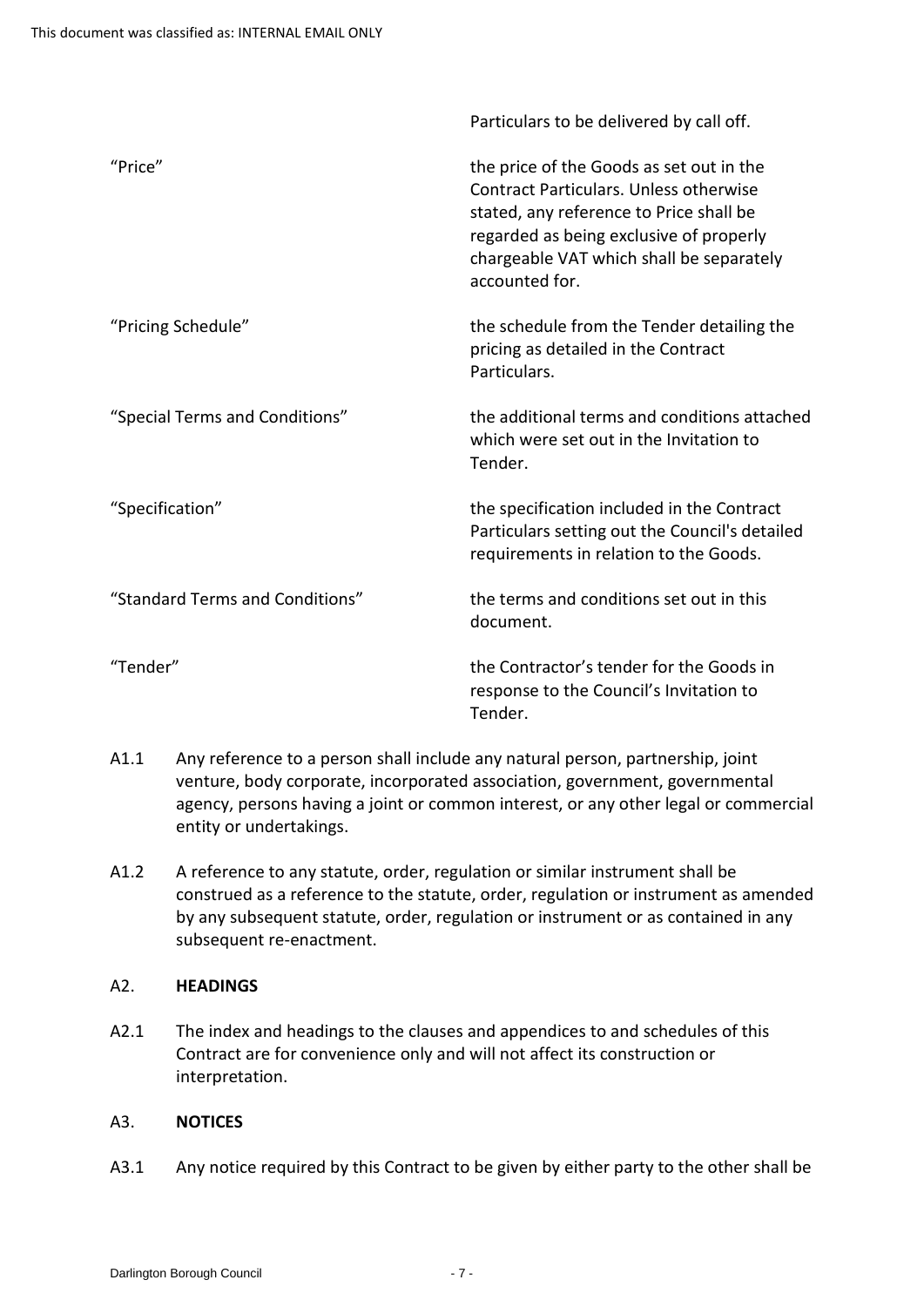| | |
|---|---|
| | Particulars to be delivered by call off. |
| "Price" | the price of the Goods as set out in the Contract Particulars. Unless otherwise stated, any reference to Price shall be regarded as being exclusive of properly chargeable VAT which shall be separately accounted for. |
| "Pricing Schedule" | the schedule from the Tender detailing the pricing as detailed in the Contract Particulars. |
| "Special Terms and Conditions" | the additional terms and conditions attached which were set out in the Invitation to Tender. |
| "Specification" | the specification included in the Contract Particulars setting out the Council's detailed requirements in relation to the Goods. |
| "Standard Terms and Conditions" | the terms and conditions set out in this document. |
| "Tender" | the Contractor's tender for the Goods in response to the Council's Invitation to Tender. |

A1.1 Any reference to a person shall include any natural person, partnership, joint venture, body corporate, incorporated association, government, governmental agency, persons having a joint or common interest, or any other legal or commercial entity or undertakings.

A1.2 A reference to any statute, order, regulation or similar instrument shall be construed as a reference to the statute, order, regulation or instrument as amended by any subsequent statute, order, regulation or instrument or as contained in any subsequent re-enactment.

## A2. HEADINGS

A2.1 The index and headings to the clauses and appendices to and schedules of this Contract are for convenience only and will not affect its construction or interpretation.

## A3. NOTICES

A3.1 Any notice required by this Contract to be given by either party to the other shall be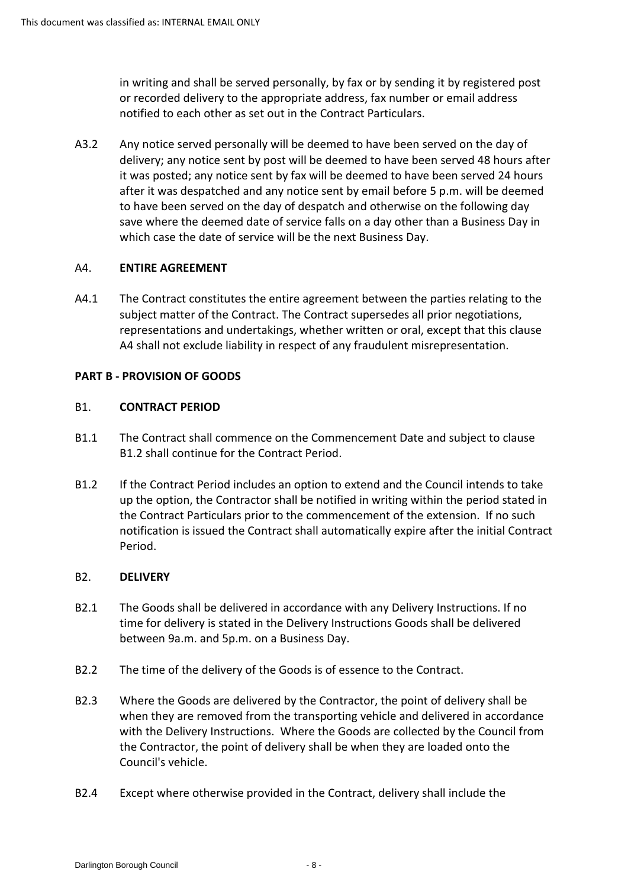in writing and shall be served personally, by fax or by sending it by registered post or recorded delivery to the appropriate address, fax number or email address notified to each other as set out in the Contract Particulars.

A3.2 Any notice served personally will be deemed to have been served on the day of delivery; any notice sent by post will be deemed to have been served 48 hours after it was posted; any notice sent by fax will be deemed to have been served 24 hours after it was despatched and any notice sent by email before 5 p.m. will be deemed to have been served on the day of despatch and otherwise on the following day save where the deemed date of service falls on a day other than a Business Day in which case the date of service will be the next Business Day.

A4. **ENTIRE AGREEMENT**

A4.1 The Contract constitutes the entire agreement between the parties relating to the subject matter of the Contract. The Contract supersedes all prior negotiations, representations and undertakings, whether written or oral, except that this clause A4 shall not exclude liability in respect of any fraudulent misrepresentation.

**PART B - PROVISION OF GOODS**

B1. **CONTRACT PERIOD**

B1.1 The Contract shall commence on the Commencement Date and subject to clause B1.2 shall continue for the Contract Period.

B1.2 If the Contract Period includes an option to extend and the Council intends to take up the option, the Contractor shall be notified in writing within the period stated in the Contract Particulars prior to the commencement of the extension. If no such notification is issued the Contract shall automatically expire after the initial Contract Period.

B2. **DELIVERY**

B2.1 The Goods shall be delivered in accordance with any Delivery Instructions. If no time for delivery is stated in the Delivery Instructions Goods shall be delivered between 9a.m. and 5p.m. on a Business Day.

B2.2 The time of the delivery of the Goods is of essence to the Contract.

B2.3 Where the Goods are delivered by the Contractor, the point of delivery shall be when they are removed from the transporting vehicle and delivered in accordance with the Delivery Instructions. Where the Goods are collected by the Council from the Contractor, the point of delivery shall be when they are loaded onto the Council's vehicle.

B2.4 Except where otherwise provided in the Contract, delivery shall include the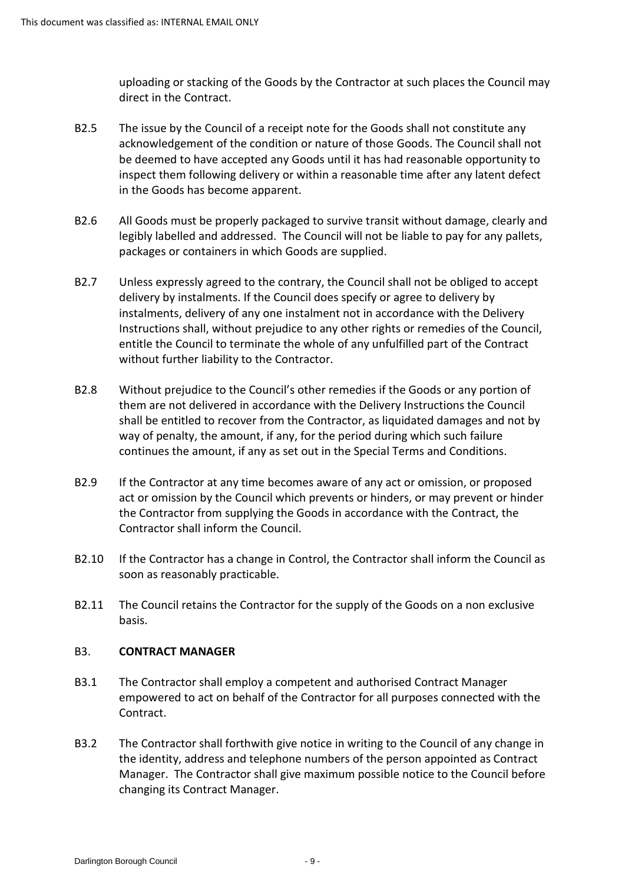uploading or stacking of the Goods by the Contractor at such places the Council may direct in the Contract.

B2.5 The issue by the Council of a receipt note for the Goods shall not constitute any acknowledgement of the condition or nature of those Goods. The Council shall not be deemed to have accepted any Goods until it has had reasonable opportunity to inspect them following delivery or within a reasonable time after any latent defect in the Goods has become apparent.

B2.6 All Goods must be properly packaged to survive transit without damage, clearly and legibly labelled and addressed. The Council will not be liable to pay for any pallets, packages or containers in which Goods are supplied.

B2.7 Unless expressly agreed to the contrary, the Council shall not be obliged to accept delivery by instalments. If the Council does specify or agree to delivery by instalments, delivery of any one instalment not in accordance with the Delivery Instructions shall, without prejudice to any other rights or remedies of the Council, entitle the Council to terminate the whole of any unfulfilled part of the Contract without further liability to the Contractor.

B2.8 Without prejudice to the Council's other remedies if the Goods or any portion of them are not delivered in accordance with the Delivery Instructions the Council shall be entitled to recover from the Contractor, as liquidated damages and not by way of penalty, the amount, if any, for the period during which such failure continues the amount, if any as set out in the Special Terms and Conditions.

B2.9 If the Contractor at any time becomes aware of any act or omission, or proposed act or omission by the Council which prevents or hinders, or may prevent or hinder the Contractor from supplying the Goods in accordance with the Contract, the Contractor shall inform the Council.

B2.10 If the Contractor has a change in Control, the Contractor shall inform the Council as soon as reasonably practicable.

B2.11 The Council retains the Contractor for the supply of the Goods on a non exclusive basis.

## B3. CONTRACT MANAGER

B3.1 The Contractor shall employ a competent and authorised Contract Manager empowered to act on behalf of the Contractor for all purposes connected with the Contract.

B3.2 The Contractor shall forthwith give notice in writing to the Council of any change in the identity, address and telephone numbers of the person appointed as Contract Manager. The Contractor shall give maximum possible notice to the Council before changing its Contract Manager.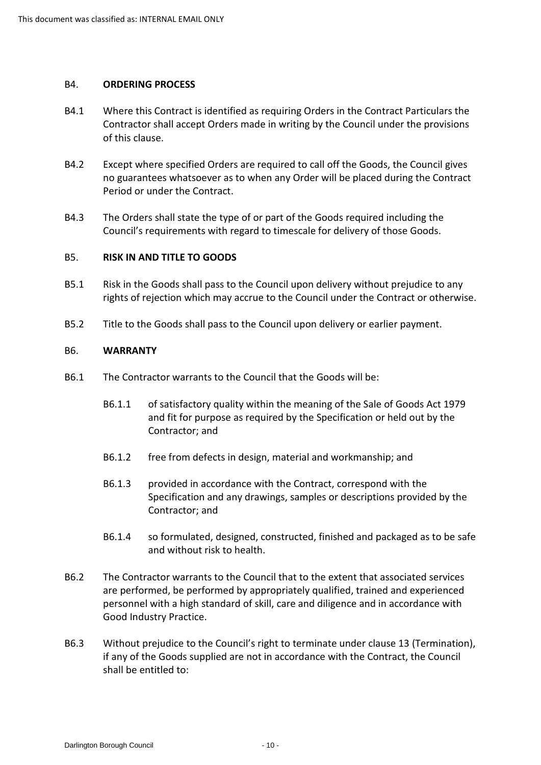## B4. ORDERING PROCESS

B4.1 Where this Contract is identified as requiring Orders in the Contract Particulars the Contractor shall accept Orders made in writing by the Council under the provisions of this clause.

B4.2 Except where specified Orders are required to call off the Goods, the Council gives no guarantees whatsoever as to when any Order will be placed during the Contract Period or under the Contract.

B4.3 The Orders shall state the type of or part of the Goods required including the Council's requirements with regard to timescale for delivery of those Goods.

## B5. RISK IN AND TITLE TO GOODS

B5.1 Risk in the Goods shall pass to the Council upon delivery without prejudice to any rights of rejection which may accrue to the Council under the Contract or otherwise.

B5.2 Title to the Goods shall pass to the Council upon delivery or earlier payment.

## B6. WARRANTY

B6.1 The Contractor warrants to the Council that the Goods will be:

- B6.1.1 of satisfactory quality within the meaning of the Sale of Goods Act 1979 and fit for purpose as required by the Specification or held out by the Contractor; and
- B6.1.2 free from defects in design, material and workmanship; and
- B6.1.3 provided in accordance with the Contract, correspond with the Specification and any drawings, samples or descriptions provided by the Contractor; and
- B6.1.4 so formulated, designed, constructed, finished and packaged as to be safe and without risk to health.

B6.2 The Contractor warrants to the Council that to the extent that associated services are performed, be performed by appropriately qualified, trained and experienced personnel with a high standard of skill, care and diligence and in accordance with Good Industry Practice.

B6.3 Without prejudice to the Council's right to terminate under clause 13 (Termination), if any of the Goods supplied are not in accordance with the Contract, the Council shall be entitled to: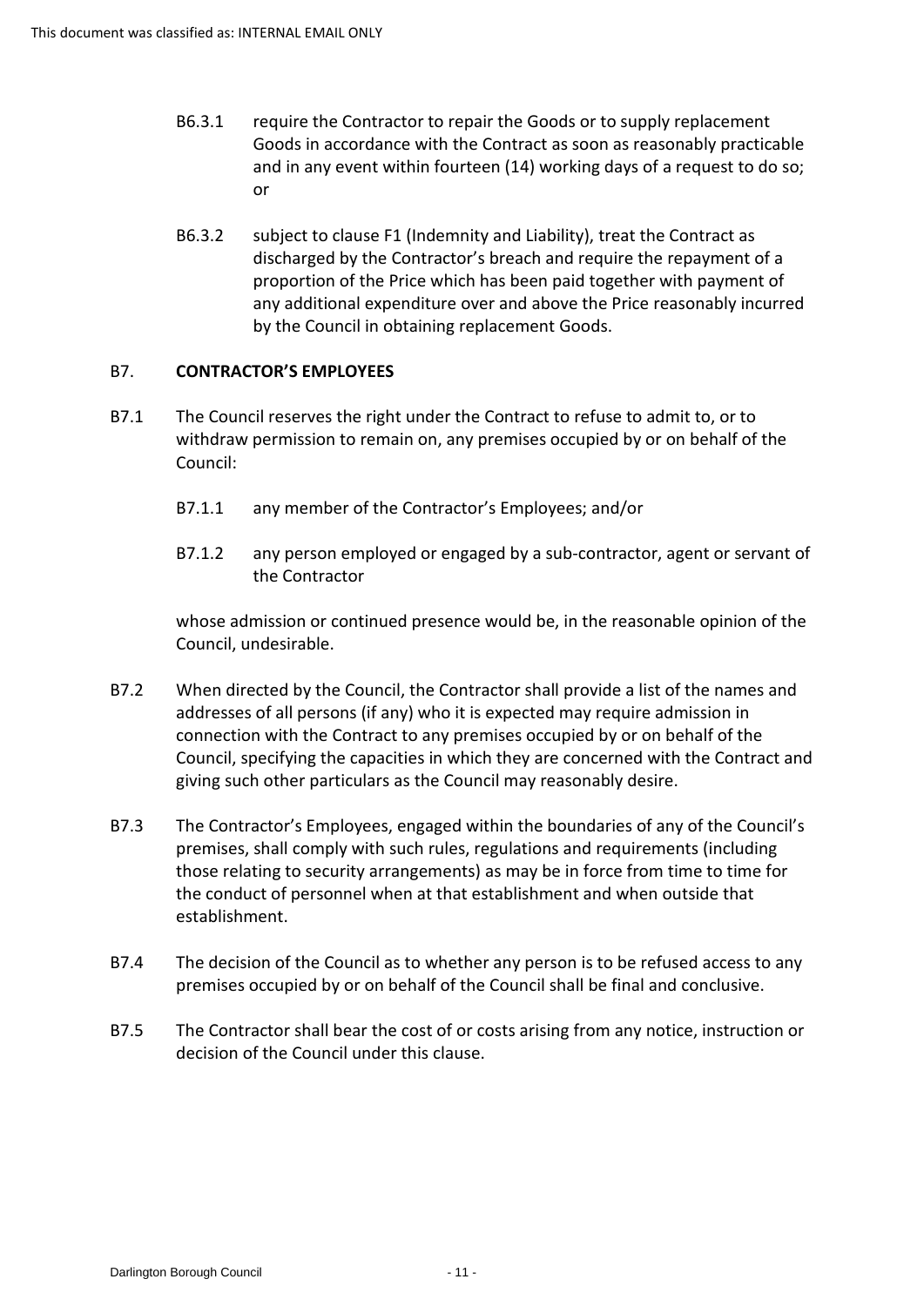B6.3.1 require the Contractor to repair the Goods or to supply replacement Goods in accordance with the Contract as soon as reasonably practicable and in any event within fourteen (14) working days of a request to do so; or

B6.3.2 subject to clause F1 (Indemnity and Liability), treat the Contract as discharged by the Contractor's breach and require the repayment of a proportion of the Price which has been paid together with payment of any additional expenditure over and above the Price reasonably incurred by the Council in obtaining replacement Goods.

## B7. **CONTRACTOR'S EMPLOYEES**

B7.1 The Council reserves the right under the Contract to refuse to admit to, or to withdraw permission to remain on, any premises occupied by or on behalf of the Council:

B7.1.1 any member of the Contractor's Employees; and/or

B7.1.2 any person employed or engaged by a sub-contractor, agent or servant of the Contractor

whose admission or continued presence would be, in the reasonable opinion of the Council, undesirable.

B7.2 When directed by the Council, the Contractor shall provide a list of the names and addresses of all persons (if any) who it is expected may require admission in connection with the Contract to any premises occupied by or on behalf of the Council, specifying the capacities in which they are concerned with the Contract and giving such other particulars as the Council may reasonably desire.

B7.3 The Contractor's Employees, engaged within the boundaries of any of the Council's premises, shall comply with such rules, regulations and requirements (including those relating to security arrangements) as may be in force from time to time for the conduct of personnel when at that establishment and when outside that establishment.

B7.4 The decision of the Council as to whether any person is to be refused access to any premises occupied by or on behalf of the Council shall be final and conclusive.

B7.5 The Contractor shall bear the cost of or costs arising from any notice, instruction or decision of the Council under this clause.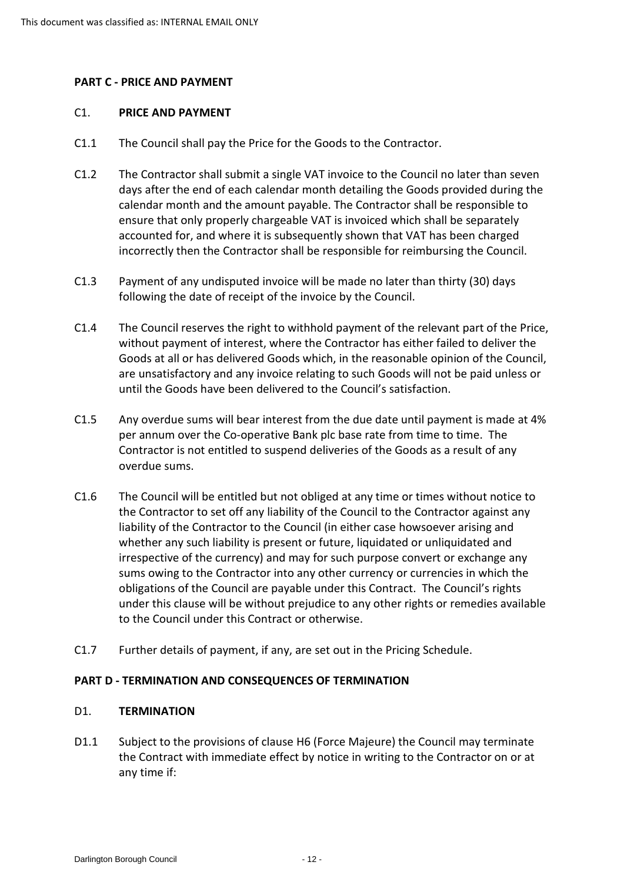## PART C - PRICE AND PAYMENT

### C1. PRICE AND PAYMENT

C1.1 The Council shall pay the Price for the Goods to the Contractor.

C1.2 The Contractor shall submit a single VAT invoice to the Council no later than seven days after the end of each calendar month detailing the Goods provided during the calendar month and the amount payable. The Contractor shall be responsible to ensure that only properly chargeable VAT is invoiced which shall be separately accounted for, and where it is subsequently shown that VAT has been charged incorrectly then the Contractor shall be responsible for reimbursing the Council.

C1.3 Payment of any undisputed invoice will be made no later than thirty (30) days following the date of receipt of the invoice by the Council.

C1.4 The Council reserves the right to withhold payment of the relevant part of the Price, without payment of interest, where the Contractor has either failed to deliver the Goods at all or has delivered Goods which, in the reasonable opinion of the Council, are unsatisfactory and any invoice relating to such Goods will not be paid unless or until the Goods have been delivered to the Council's satisfaction.

C1.5 Any overdue sums will bear interest from the due date until payment is made at 4% per annum over the Co-operative Bank plc base rate from time to time. The Contractor is not entitled to suspend deliveries of the Goods as a result of any overdue sums.

C1.6 The Council will be entitled but not obliged at any time or times without notice to the Contractor to set off any liability of the Council to the Contractor against any liability of the Contractor to the Council (in either case howsoever arising and whether any such liability is present or future, liquidated or unliquidated and irrespective of the currency) and may for such purpose convert or exchange any sums owing to the Contractor into any other currency or currencies in which the obligations of the Council are payable under this Contract. The Council's rights under this clause will be without prejudice to any other rights or remedies available to the Council under this Contract or otherwise.

C1.7 Further details of payment, if any, are set out in the Pricing Schedule.

## PART D - TERMINATION AND CONSEQUENCES OF TERMINATION

### D1. TERMINATION

D1.1 Subject to the provisions of clause H6 (Force Majeure) the Council may terminate the Contract with immediate effect by notice in writing to the Contractor on or at any time if: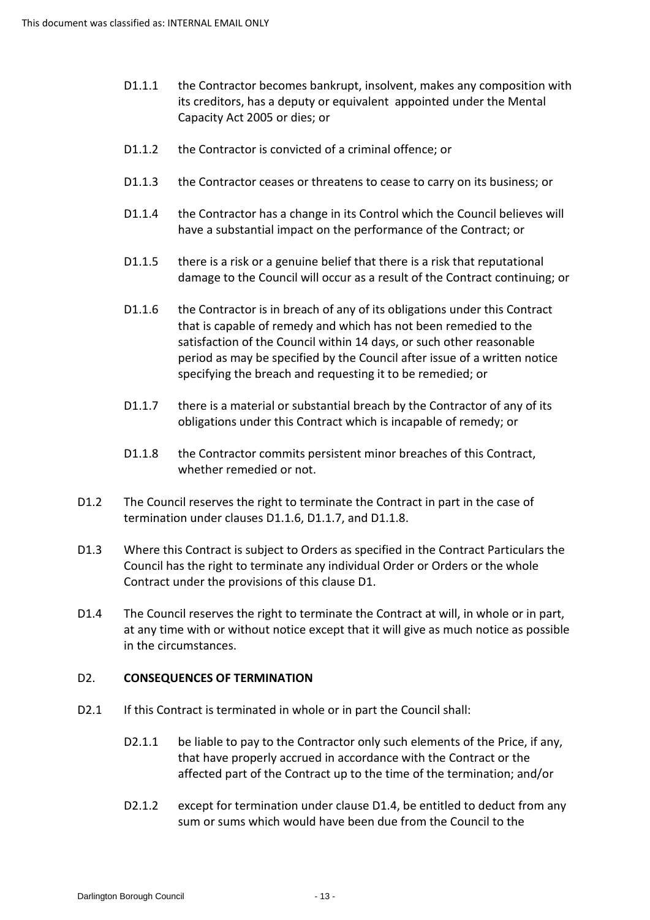D1.1.1 the Contractor becomes bankrupt, insolvent, makes any composition with its creditors, has a deputy or equivalent appointed under the Mental Capacity Act 2005 or dies; or

D1.1.2 the Contractor is convicted of a criminal offence; or

D1.1.3 the Contractor ceases or threatens to cease to carry on its business; or

D1.1.4 the Contractor has a change in its Control which the Council believes will have a substantial impact on the performance of the Contract; or

D1.1.5 there is a risk or a genuine belief that there is a risk that reputational damage to the Council will occur as a result of the Contract continuing; or

D1.1.6 the Contractor is in breach of any of its obligations under this Contract that is capable of remedy and which has not been remedied to the satisfaction of the Council within 14 days, or such other reasonable period as may be specified by the Council after issue of a written notice specifying the breach and requesting it to be remedied; or

D1.1.7 there is a material or substantial breach by the Contractor of any of its obligations under this Contract which is incapable of remedy; or

D1.1.8 the Contractor commits persistent minor breaches of this Contract, whether remedied or not.

D1.2 The Council reserves the right to terminate the Contract in part in the case of termination under clauses D1.1.6, D1.1.7, and D1.1.8.

D1.3 Where this Contract is subject to Orders as specified in the Contract Particulars the Council has the right to terminate any individual Order or Orders or the whole Contract under the provisions of this clause D1.

D1.4 The Council reserves the right to terminate the Contract at will, in whole or in part, at any time with or without notice except that it will give as much notice as possible in the circumstances.

## D2. CONSEQUENCES OF TERMINATION

D2.1 If this Contract is terminated in whole or in part the Council shall:

D2.1.1 be liable to pay to the Contractor only such elements of the Price, if any, that have properly accrued in accordance with the Contract or the affected part of the Contract up to the time of the termination; and/or

D2.1.2 except for termination under clause D1.4, be entitled to deduct from any sum or sums which would have been due from the Council to the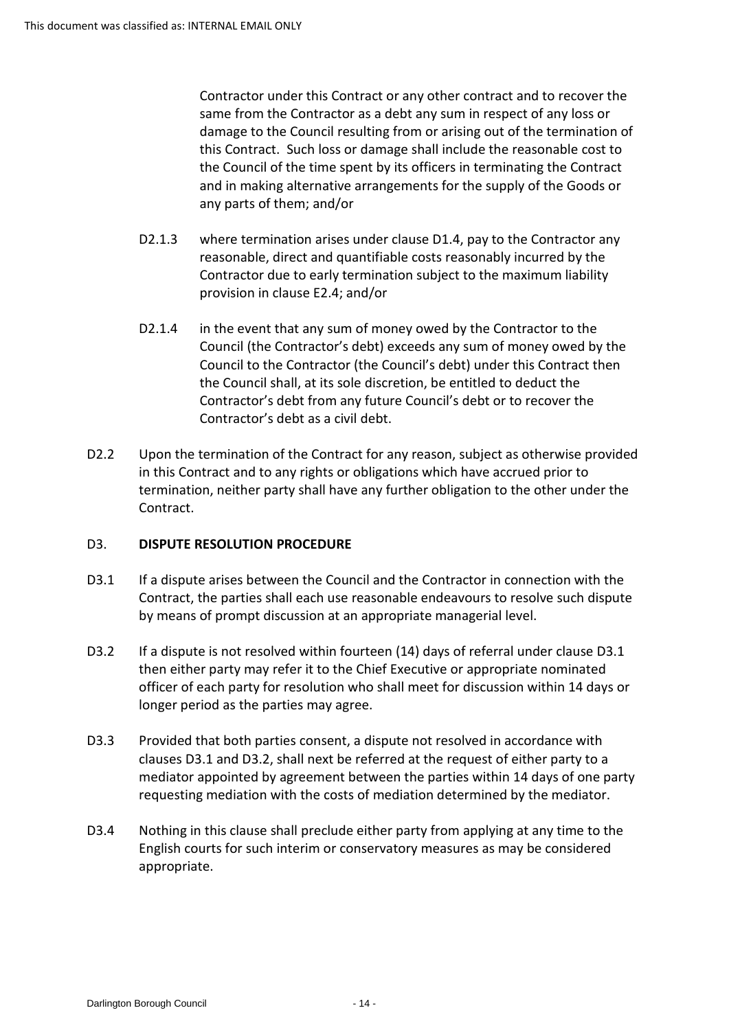Contractor under this Contract or any other contract and to recover the same from the Contractor as a debt any sum in respect of any loss or damage to the Council resulting from or arising out of the termination of this Contract. Such loss or damage shall include the reasonable cost to the Council of the time spent by its officers in terminating the Contract and in making alternative arrangements for the supply of the Goods or any parts of them; and/or

D2.1.3 where termination arises under clause D1.4, pay to the Contractor any reasonable, direct and quantifiable costs reasonably incurred by the Contractor due to early termination subject to the maximum liability provision in clause E2.4; and/or

D2.1.4 in the event that any sum of money owed by the Contractor to the Council (the Contractor's debt) exceeds any sum of money owed by the Council to the Contractor (the Council's debt) under this Contract then the Council shall, at its sole discretion, be entitled to deduct the Contractor's debt from any future Council's debt or to recover the Contractor's debt as a civil debt.

D2.2 Upon the termination of the Contract for any reason, subject as otherwise provided in this Contract and to any rights or obligations which have accrued prior to termination, neither party shall have any further obligation to the other under the Contract.

## D3. DISPUTE RESOLUTION PROCEDURE

D3.1 If a dispute arises between the Council and the Contractor in connection with the Contract, the parties shall each use reasonable endeavours to resolve such dispute by means of prompt discussion at an appropriate managerial level.

D3.2 If a dispute is not resolved within fourteen (14) days of referral under clause D3.1 then either party may refer it to the Chief Executive or appropriate nominated officer of each party for resolution who shall meet for discussion within 14 days or longer period as the parties may agree.

D3.3 Provided that both parties consent, a dispute not resolved in accordance with clauses D3.1 and D3.2, shall next be referred at the request of either party to a mediator appointed by agreement between the parties within 14 days of one party requesting mediation with the costs of mediation determined by the mediator.

D3.4 Nothing in this clause shall preclude either party from applying at any time to the English courts for such interim or conservatory measures as may be considered appropriate.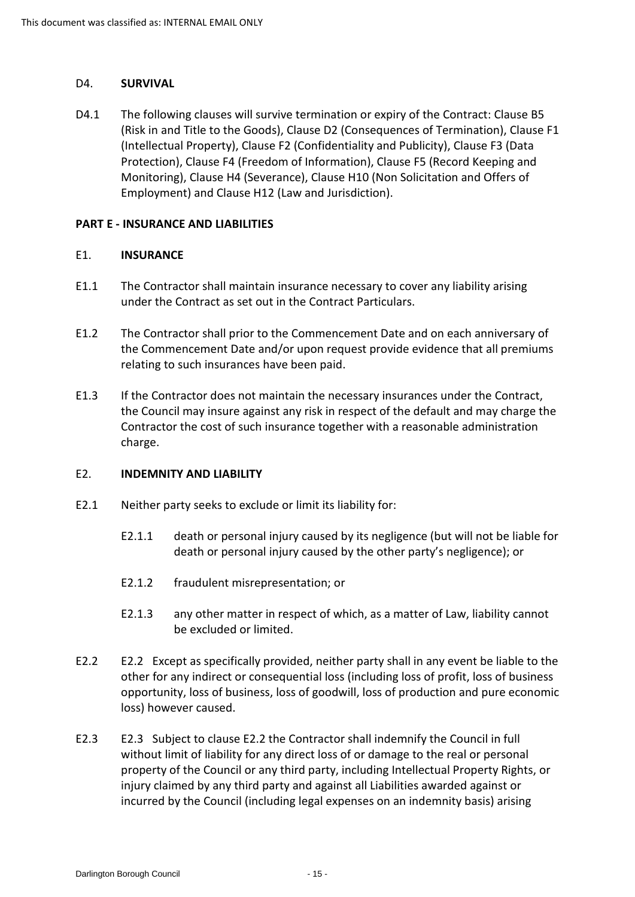## D4. SURVIVAL

D4.1 The following clauses will survive termination or expiry of the Contract: Clause B5 (Risk in and Title to the Goods), Clause D2 (Consequences of Termination), Clause F1 (Intellectual Property), Clause F2 (Confidentiality and Publicity), Clause F3 (Data Protection), Clause F4 (Freedom of Information), Clause F5 (Record Keeping and Monitoring), Clause H4 (Severance), Clause H10 (Non Solicitation and Offers of Employment) and Clause H12 (Law and Jurisdiction).

# PART E - INSURANCE AND LIABILITIES

## E1. INSURANCE

E1.1 The Contractor shall maintain insurance necessary to cover any liability arising under the Contract as set out in the Contract Particulars.

E1.2 The Contractor shall prior to the Commencement Date and on each anniversary of the Commencement Date and/or upon request provide evidence that all premiums relating to such insurances have been paid.

E1.3 If the Contractor does not maintain the necessary insurances under the Contract, the Council may insure against any risk in respect of the default and may charge the Contractor the cost of such insurance together with a reasonable administration charge.

## E2. INDEMNITY AND LIABILITY

E2.1 Neither party seeks to exclude or limit its liability for:

- E2.1.1 death or personal injury caused by its negligence (but will not be liable for death or personal injury caused by the other party's negligence); or
- E2.1.2 fraudulent misrepresentation; or
- E2.1.3 any other matter in respect of which, as a matter of Law, liability cannot be excluded or limited.

E2.2 E2.2 Except as specifically provided, neither party shall in any event be liable to the other for any indirect or consequential loss (including loss of profit, loss of business opportunity, loss of business, loss of goodwill, loss of production and pure economic loss) however caused.

E2.3 E2.3 Subject to clause E2.2 the Contractor shall indemnify the Council in full without limit of liability for any direct loss of or damage to the real or personal property of the Council or any third party, including Intellectual Property Rights, or injury claimed by any third party and against all Liabilities awarded against or incurred by the Council (including legal expenses on an indemnity basis) arising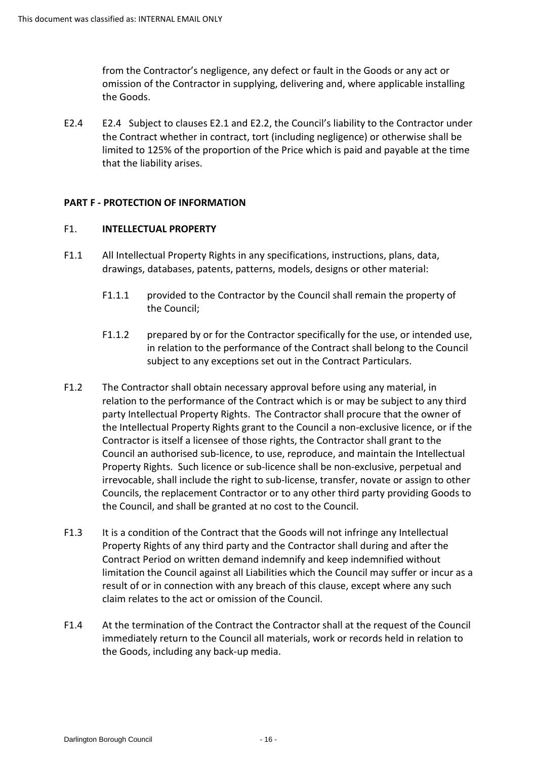from the Contractor's negligence, any defect or fault in the Goods or any act or omission of the Contractor in supplying, delivering and, where applicable installing the Goods.

E2.4 E2.4 Subject to clauses E2.1 and E2.2, the Council's liability to the Contractor under the Contract whether in contract, tort (including negligence) or otherwise shall be limited to 125% of the proportion of the Price which is paid and payable at the time that the liability arises.

## PART F - PROTECTION OF INFORMATION

### F1. INTELLECTUAL PROPERTY

F1.1 All Intellectual Property Rights in any specifications, instructions, plans, data, drawings, databases, patents, patterns, models, designs or other material:

F1.1.1 provided to the Contractor by the Council shall remain the property of the Council;

F1.1.2 prepared by or for the Contractor specifically for the use, or intended use, in relation to the performance of the Contract shall belong to the Council subject to any exceptions set out in the Contract Particulars.

F1.2 The Contractor shall obtain necessary approval before using any material, in relation to the performance of the Contract which is or may be subject to any third party Intellectual Property Rights. The Contractor shall procure that the owner of the Intellectual Property Rights grant to the Council a non-exclusive licence, or if the Contractor is itself a licensee of those rights, the Contractor shall grant to the Council an authorised sub-licence, to use, reproduce, and maintain the Intellectual Property Rights. Such licence or sub-licence shall be non-exclusive, perpetual and irrevocable, shall include the right to sub-license, transfer, novate or assign to other Councils, the replacement Contractor or to any other third party providing Goods to the Council, and shall be granted at no cost to the Council.

F1.3 It is a condition of the Contract that the Goods will not infringe any Intellectual Property Rights of any third party and the Contractor shall during and after the Contract Period on written demand indemnify and keep indemnified without limitation the Council against all Liabilities which the Council may suffer or incur as a result of or in connection with any breach of this clause, except where any such claim relates to the act or omission of the Council.

F1.4 At the termination of the Contract the Contractor shall at the request of the Council immediately return to the Council all materials, work or records held in relation to the Goods, including any back-up media.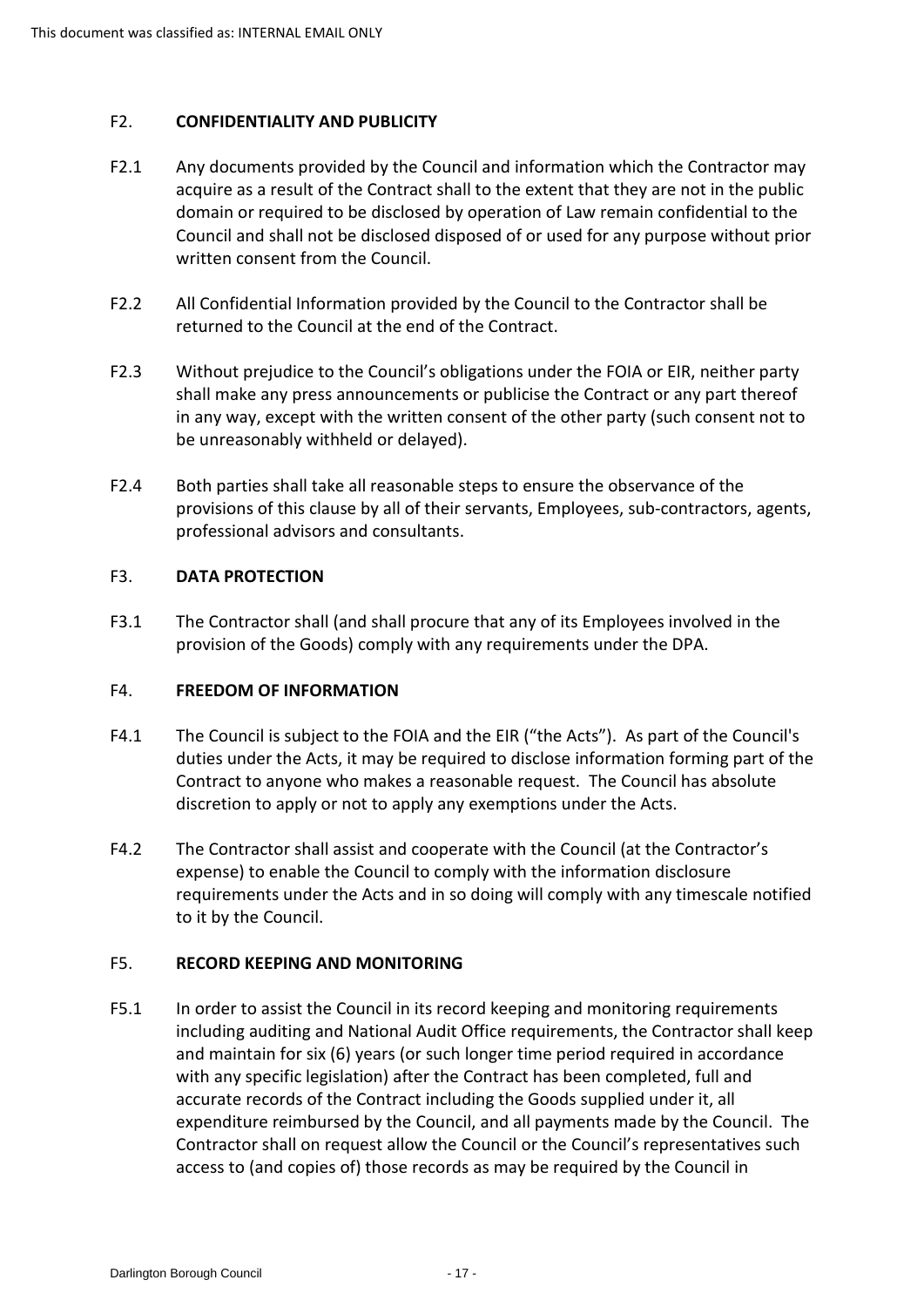## F2. CONFIDENTIALITY AND PUBLICITY

F2.1 Any documents provided by the Council and information which the Contractor may acquire as a result of the Contract shall to the extent that they are not in the public domain or required to be disclosed by operation of Law remain confidential to the Council and shall not be disclosed disposed of or used for any purpose without prior written consent from the Council.

F2.2 All Confidential Information provided by the Council to the Contractor shall be returned to the Council at the end of the Contract.

F2.3 Without prejudice to the Council's obligations under the FOIA or EIR, neither party shall make any press announcements or publicise the Contract or any part thereof in any way, except with the written consent of the other party (such consent not to be unreasonably withheld or delayed).

F2.4 Both parties shall take all reasonable steps to ensure the observance of the provisions of this clause by all of their servants, Employees, sub-contractors, agents, professional advisors and consultants.

## F3. DATA PROTECTION

F3.1 The Contractor shall (and shall procure that any of its Employees involved in the provision of the Goods) comply with any requirements under the DPA.

## F4. FREEDOM OF INFORMATION

F4.1 The Council is subject to the FOIA and the EIR ("the Acts"). As part of the Council's duties under the Acts, it may be required to disclose information forming part of the Contract to anyone who makes a reasonable request. The Council has absolute discretion to apply or not to apply any exemptions under the Acts.

F4.2 The Contractor shall assist and cooperate with the Council (at the Contractor's expense) to enable the Council to comply with the information disclosure requirements under the Acts and in so doing will comply with any timescale notified to it by the Council.

## F5. RECORD KEEPING AND MONITORING

F5.1 In order to assist the Council in its record keeping and monitoring requirements including auditing and National Audit Office requirements, the Contractor shall keep and maintain for six (6) years (or such longer time period required in accordance with any specific legislation) after the Contract has been completed, full and accurate records of the Contract including the Goods supplied under it, all expenditure reimbursed by the Council, and all payments made by the Council. The Contractor shall on request allow the Council or the Council's representatives such access to (and copies of) those records as may be required by the Council in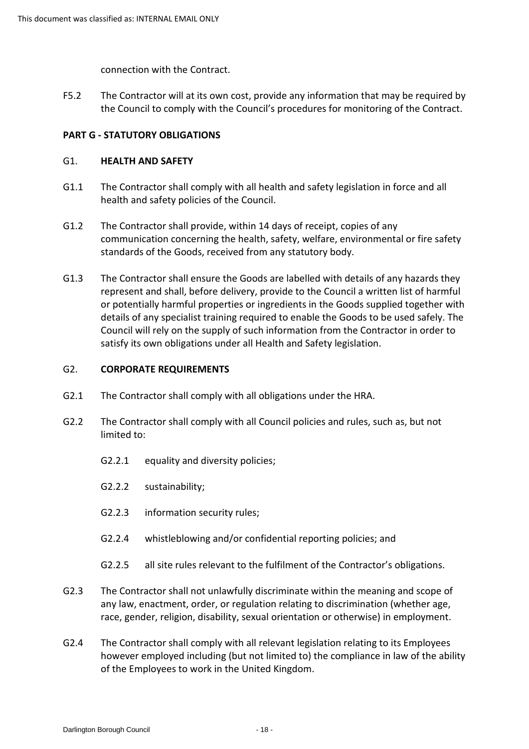connection with the Contract.

F5.2 The Contractor will at its own cost, provide any information that may be required by the Council to comply with the Council's procedures for monitoring of the Contract.

**PART G - STATUTORY OBLIGATIONS**

G1. **HEALTH AND SAFETY**

G1.1 The Contractor shall comply with all health and safety legislation in force and all health and safety policies of the Council.

G1.2 The Contractor shall provide, within 14 days of receipt, copies of any communication concerning the health, safety, welfare, environmental or fire safety standards of the Goods, received from any statutory body.

G1.3 The Contractor shall ensure the Goods are labelled with details of any hazards they represent and shall, before delivery, provide to the Council a written list of harmful or potentially harmful properties or ingredients in the Goods supplied together with details of any specialist training required to enable the Goods to be used safely. The Council will rely on the supply of such information from the Contractor in order to satisfy its own obligations under all Health and Safety legislation.

G2. **CORPORATE REQUIREMENTS**

G2.1 The Contractor shall comply with all obligations under the HRA.

G2.2 The Contractor shall comply with all Council policies and rules, such as, but not limited to:

G2.2.1 equality and diversity policies;

G2.2.2 sustainability;

G2.2.3 information security rules;

G2.2.4 whistleblowing and/or confidential reporting policies; and

G2.2.5 all site rules relevant to the fulfilment of the Contractor's obligations.

G2.3 The Contractor shall not unlawfully discriminate within the meaning and scope of any law, enactment, order, or regulation relating to discrimination (whether age, race, gender, religion, disability, sexual orientation or otherwise) in employment.

G2.4 The Contractor shall comply with all relevant legislation relating to its Employees however employed including (but not limited to) the compliance in law of the ability of the Employees to work in the United Kingdom.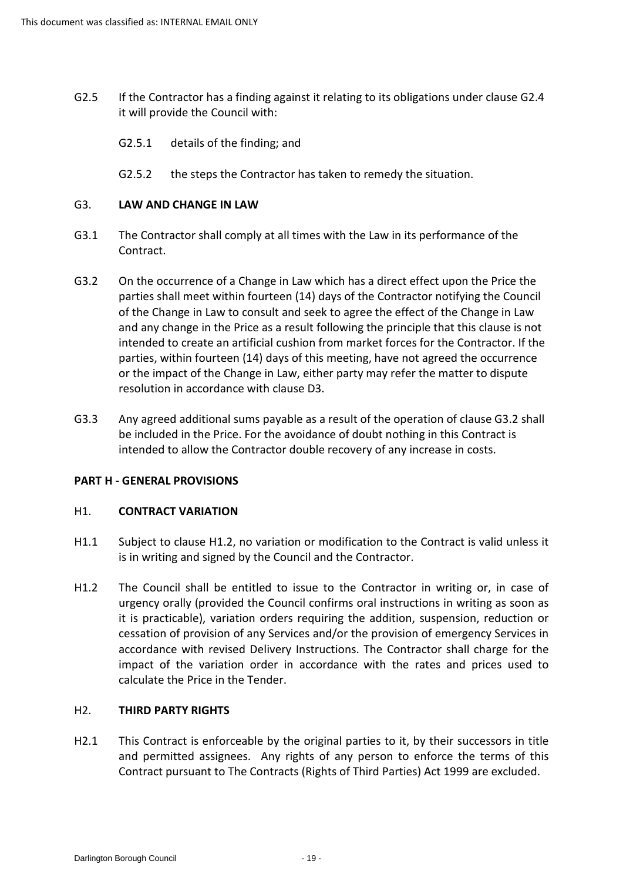G2.5 If the Contractor has a finding against it relating to its obligations under clause G2.4 it will provide the Council with:

G2.5.1 details of the finding; and

G2.5.2 the steps the Contractor has taken to remedy the situation.

## G3. LAW AND CHANGE IN LAW

G3.1 The Contractor shall comply at all times with the Law in its performance of the Contract.

G3.2 On the occurrence of a Change in Law which has a direct effect upon the Price the parties shall meet within fourteen (14) days of the Contractor notifying the Council of the Change in Law to consult and seek to agree the effect of the Change in Law and any change in the Price as a result following the principle that this clause is not intended to create an artificial cushion from market forces for the Contractor. If the parties, within fourteen (14) days of this meeting, have not agreed the occurrence or the impact of the Change in Law, either party may refer the matter to dispute resolution in accordance with clause D3.

G3.3 Any agreed additional sums payable as a result of the operation of clause G3.2 shall be included in the Price. For the avoidance of doubt nothing in this Contract is intended to allow the Contractor double recovery of any increase in costs.

# PART H - GENERAL PROVISIONS

## H1. CONTRACT VARIATION

H1.1 Subject to clause H1.2, no variation or modification to the Contract is valid unless it is in writing and signed by the Council and the Contractor.

H1.2 The Council shall be entitled to issue to the Contractor in writing or, in case of urgency orally (provided the Council confirms oral instructions in writing as soon as it is practicable), variation orders requiring the addition, suspension, reduction or cessation of provision of any Services and/or the provision of emergency Services in accordance with revised Delivery Instructions. The Contractor shall charge for the impact of the variation order in accordance with the rates and prices used to calculate the Price in the Tender.

## H2. THIRD PARTY RIGHTS

H2.1 This Contract is enforceable by the original parties to it, by their successors in title and permitted assignees. Any rights of any person to enforce the terms of this Contract pursuant to The Contracts (Rights of Third Parties) Act 1999 are excluded.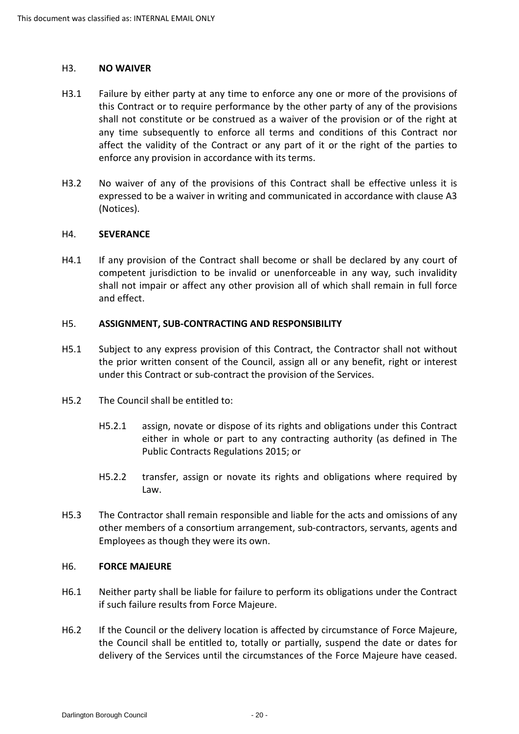## H3. NO WAIVER

H3.1 Failure by either party at any time to enforce any one or more of the provisions of this Contract or to require performance by the other party of any of the provisions shall not constitute or be construed as a waiver of the provision or of the right at any time subsequently to enforce all terms and conditions of this Contract nor affect the validity of the Contract or any part of it or the right of the parties to enforce any provision in accordance with its terms.

H3.2 No waiver of any of the provisions of this Contract shall be effective unless it is expressed to be a waiver in writing and communicated in accordance with clause A3 (Notices).

## H4. SEVERANCE

H4.1 If any provision of the Contract shall become or shall be declared by any court of competent jurisdiction to be invalid or unenforceable in any way, such invalidity shall not impair or affect any other provision all of which shall remain in full force and effect.

## H5. ASSIGNMENT, SUB-CONTRACTING AND RESPONSIBILITY

H5.1 Subject to any express provision of this Contract, the Contractor shall not without the prior written consent of the Council, assign all or any benefit, right or interest under this Contract or sub-contract the provision of the Services.

H5.2 The Council shall be entitled to:

H5.2.1 assign, novate or dispose of its rights and obligations under this Contract either in whole or part to any contracting authority (as defined in The Public Contracts Regulations 2015; or

H5.2.2 transfer, assign or novate its rights and obligations where required by Law.

H5.3 The Contractor shall remain responsible and liable for the acts and omissions of any other members of a consortium arrangement, sub-contractors, servants, agents and Employees as though they were its own.

## H6. FORCE MAJEURE

H6.1 Neither party shall be liable for failure to perform its obligations under the Contract if such failure results from Force Majeure.

H6.2 If the Council or the delivery location is affected by circumstance of Force Majeure, the Council shall be entitled to, totally or partially, suspend the date or dates for delivery of the Services until the circumstances of the Force Majeure have ceased.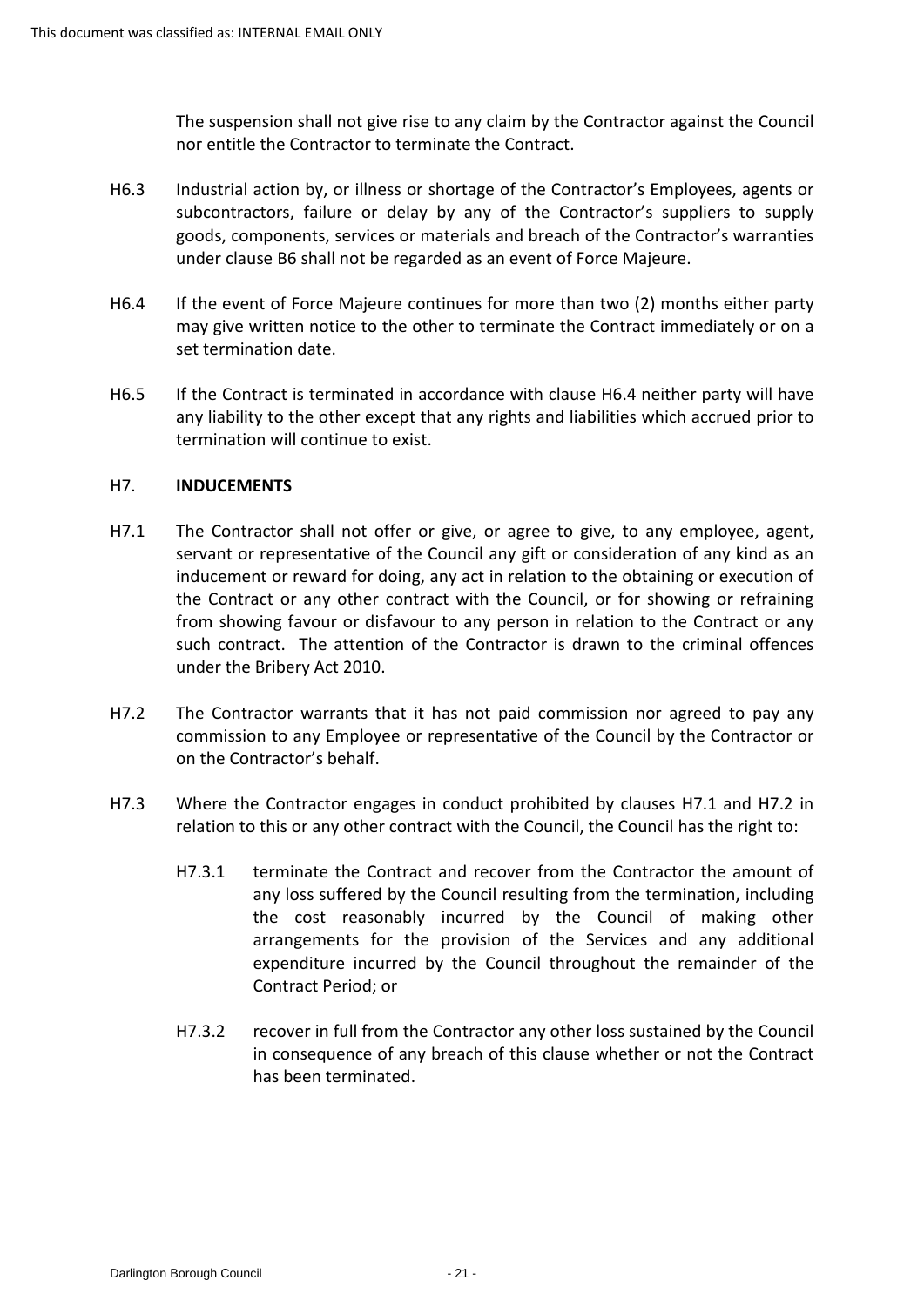The suspension shall not give rise to any claim by the Contractor against the Council nor entitle the Contractor to terminate the Contract.

H6.3 Industrial action by, or illness or shortage of the Contractor's Employees, agents or subcontractors, failure or delay by any of the Contractor's suppliers to supply goods, components, services or materials and breach of the Contractor's warranties under clause B6 shall not be regarded as an event of Force Majeure.

H6.4 If the event of Force Majeure continues for more than two (2) months either party may give written notice to the other to terminate the Contract immediately or on a set termination date.

H6.5 If the Contract is terminated in accordance with clause H6.4 neither party will have any liability to the other except that any rights and liabilities which accrued prior to termination will continue to exist.

## H7. INDUCEMENTS

H7.1 The Contractor shall not offer or give, or agree to give, to any employee, agent, servant or representative of the Council any gift or consideration of any kind as an inducement or reward for doing, any act in relation to the obtaining or execution of the Contract or any other contract with the Council, or for showing or refraining from showing favour or disfavour to any person in relation to the Contract or any such contract. The attention of the Contractor is drawn to the criminal offences under the Bribery Act 2010.

H7.2 The Contractor warrants that it has not paid commission nor agreed to pay any commission to any Employee or representative of the Council by the Contractor or on the Contractor's behalf.

H7.3 Where the Contractor engages in conduct prohibited by clauses H7.1 and H7.2 in relation to this or any other contract with the Council, the Council has the right to:

H7.3.1 terminate the Contract and recover from the Contractor the amount of any loss suffered by the Council resulting from the termination, including the cost reasonably incurred by the Council of making other arrangements for the provision of the Services and any additional expenditure incurred by the Council throughout the remainder of the Contract Period; or

H7.3.2 recover in full from the Contractor any other loss sustained by the Council in consequence of any breach of this clause whether or not the Contract has been terminated.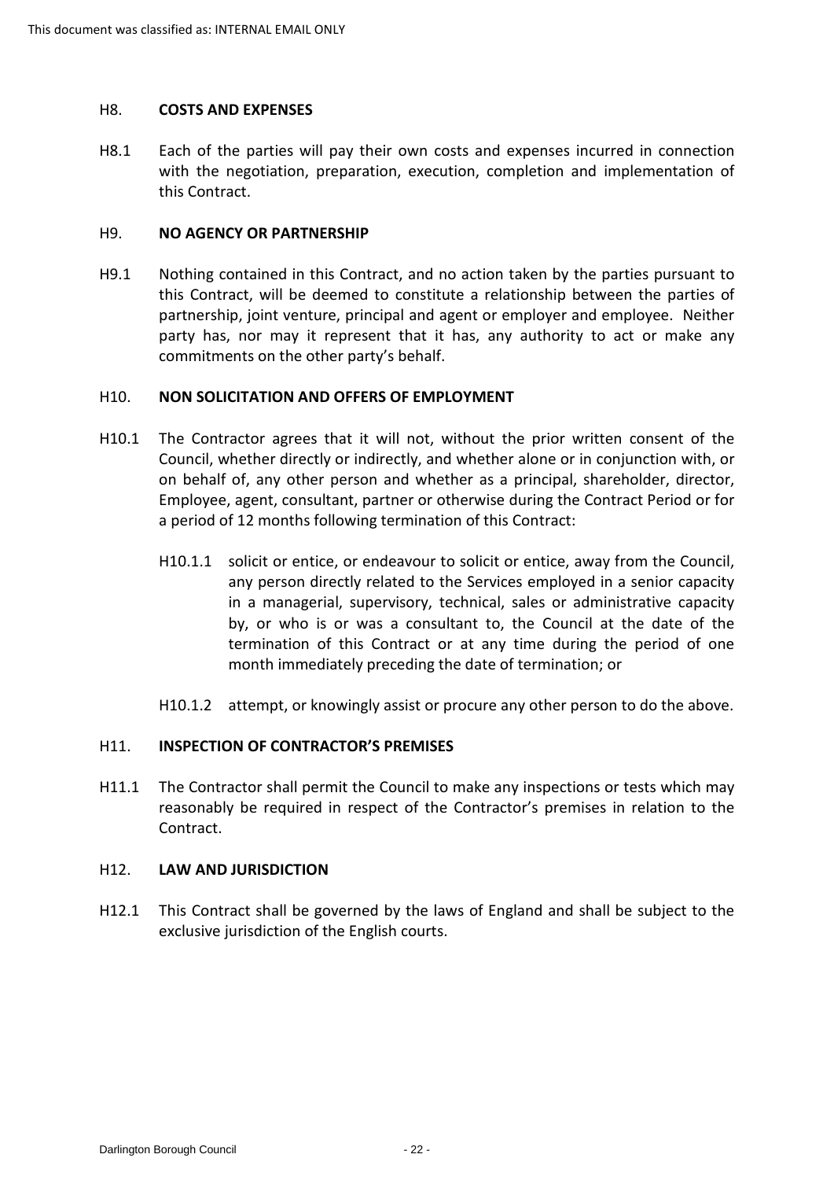## H8. COSTS AND EXPENSES

H8.1 Each of the parties will pay their own costs and expenses incurred in connection with the negotiation, preparation, execution, completion and implementation of this Contract.

## H9. NO AGENCY OR PARTNERSHIP

H9.1 Nothing contained in this Contract, and no action taken by the parties pursuant to this Contract, will be deemed to constitute a relationship between the parties of partnership, joint venture, principal and agent or employer and employee. Neither party has, nor may it represent that it has, any authority to act or make any commitments on the other party's behalf.

## H10. NON SOLICITATION AND OFFERS OF EMPLOYMENT

H10.1 The Contractor agrees that it will not, without the prior written consent of the Council, whether directly or indirectly, and whether alone or in conjunction with, or on behalf of, any other person and whether as a principal, shareholder, director, Employee, agent, consultant, partner or otherwise during the Contract Period or for a period of 12 months following termination of this Contract:

H10.1.1 solicit or entice, or endeavour to solicit or entice, away from the Council, any person directly related to the Services employed in a senior capacity in a managerial, supervisory, technical, sales or administrative capacity by, or who is or was a consultant to, the Council at the date of the termination of this Contract or at any time during the period of one month immediately preceding the date of termination; or

H10.1.2 attempt, or knowingly assist or procure any other person to do the above.

## H11. INSPECTION OF CONTRACTOR'S PREMISES

H11.1 The Contractor shall permit the Council to make any inspections or tests which may reasonably be required in respect of the Contractor's premises in relation to the Contract.

## H12. LAW AND JURISDICTION

H12.1 This Contract shall be governed by the laws of England and shall be subject to the exclusive jurisdiction of the English courts.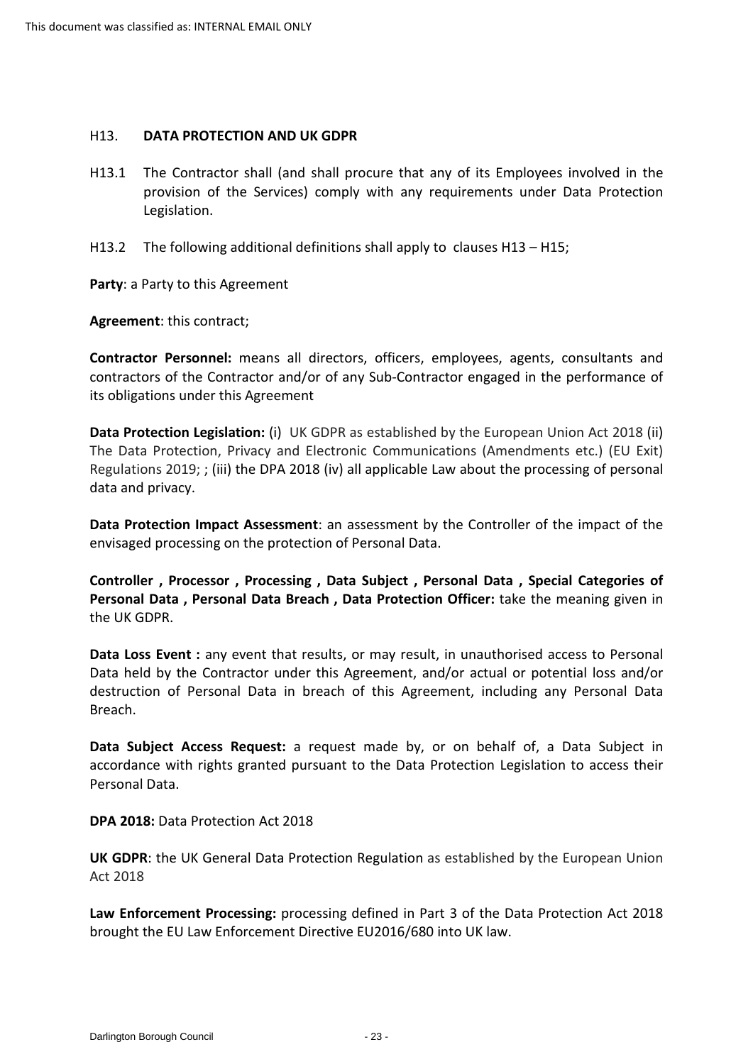## H13. DATA PROTECTION AND UK GDPR

H13.1 The Contractor shall (and shall procure that any of its Employees involved in the provision of the Services) comply with any requirements under Data Protection Legislation.

H13.2 The following additional definitions shall apply to clauses H13 – H15;

**Party**: a Party to this Agreement

**Agreement**: this contract;

**Contractor Personnel:** means all directors, officers, employees, agents, consultants and contractors of the Contractor and/or of any Sub-Contractor engaged in the performance of its obligations under this Agreement

**Data Protection Legislation:** (i) UK GDPR as established by the European Union Act 2018 (ii) The Data Protection, Privacy and Electronic Communications (Amendments etc.) (EU Exit) Regulations 2019; ; (iii) the DPA 2018 (iv) all applicable Law about the processing of personal data and privacy.

**Data Protection Impact Assessment**: an assessment by the Controller of the impact of the envisaged processing on the protection of Personal Data.

**Controller , Processor , Processing , Data Subject , Personal Data , Special Categories of Personal Data , Personal Data Breach , Data Protection Officer:** take the meaning given in the UK GDPR.

**Data Loss Event :** any event that results, or may result, in unauthorised access to Personal Data held by the Contractor under this Agreement, and/or actual or potential loss and/or destruction of Personal Data in breach of this Agreement, including any Personal Data Breach.

**Data Subject Access Request:** a request made by, or on behalf of, a Data Subject in accordance with rights granted pursuant to the Data Protection Legislation to access their Personal Data.

**DPA 2018:** Data Protection Act 2018

**UK GDPR**: the UK General Data Protection Regulation as established by the European Union Act 2018

**Law Enforcement Processing:** processing defined in Part 3 of the Data Protection Act 2018 brought the EU Law Enforcement Directive EU2016/680 into UK law.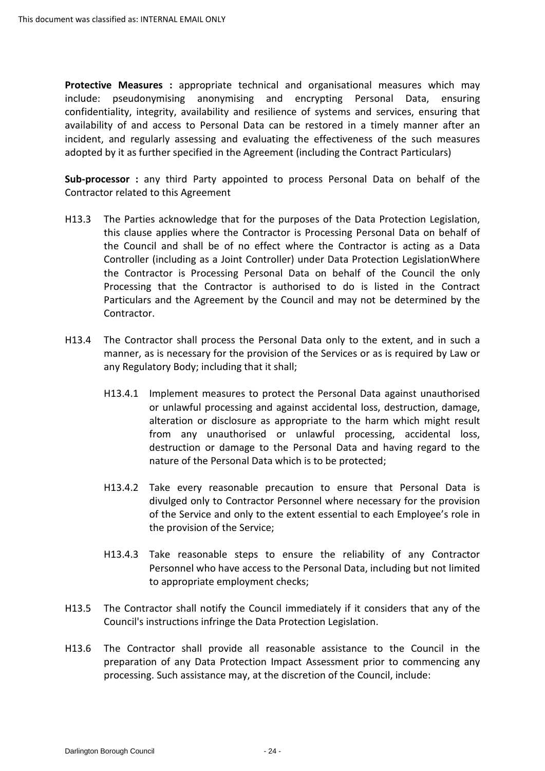**Protective Measures :** appropriate technical and organisational measures which may include: pseudonymising anonymising and encrypting Personal Data, ensuring confidentiality, integrity, availability and resilience of systems and services, ensuring that availability of and access to Personal Data can be restored in a timely manner after an incident, and regularly assessing and evaluating the effectiveness of the such measures adopted by it as further specified in the Agreement (including the Contract Particulars)

**Sub-processor :** any third Party appointed to process Personal Data on behalf of the Contractor related to this Agreement

H13.3 The Parties acknowledge that for the purposes of the Data Protection Legislation, this clause applies where the Contractor is Processing Personal Data on behalf of the Council and shall be of no effect where the Contractor is acting as a Data Controller (including as a Joint Controller) under Data Protection LegislationWhere the Contractor is Processing Personal Data on behalf of the Council the only Processing that the Contractor is authorised to do is listed in the Contract Particulars and the Agreement by the Council and may not be determined by the Contractor.

H13.4 The Contractor shall process the Personal Data only to the extent, and in such a manner, as is necessary for the provision of the Services or as is required by Law or any Regulatory Body; including that it shall;

H13.4.1 Implement measures to protect the Personal Data against unauthorised or unlawful processing and against accidental loss, destruction, damage, alteration or disclosure as appropriate to the harm which might result from any unauthorised or unlawful processing, accidental loss, destruction or damage to the Personal Data and having regard to the nature of the Personal Data which is to be protected;

H13.4.2 Take every reasonable precaution to ensure that Personal Data is divulged only to Contractor Personnel where necessary for the provision of the Service and only to the extent essential to each Employee's role in the provision of the Service;

H13.4.3 Take reasonable steps to ensure the reliability of any Contractor Personnel who have access to the Personal Data, including but not limited to appropriate employment checks;

H13.5 The Contractor shall notify the Council immediately if it considers that any of the Council's instructions infringe the Data Protection Legislation.

H13.6 The Contractor shall provide all reasonable assistance to the Council in the preparation of any Data Protection Impact Assessment prior to commencing any processing. Such assistance may, at the discretion of the Council, include: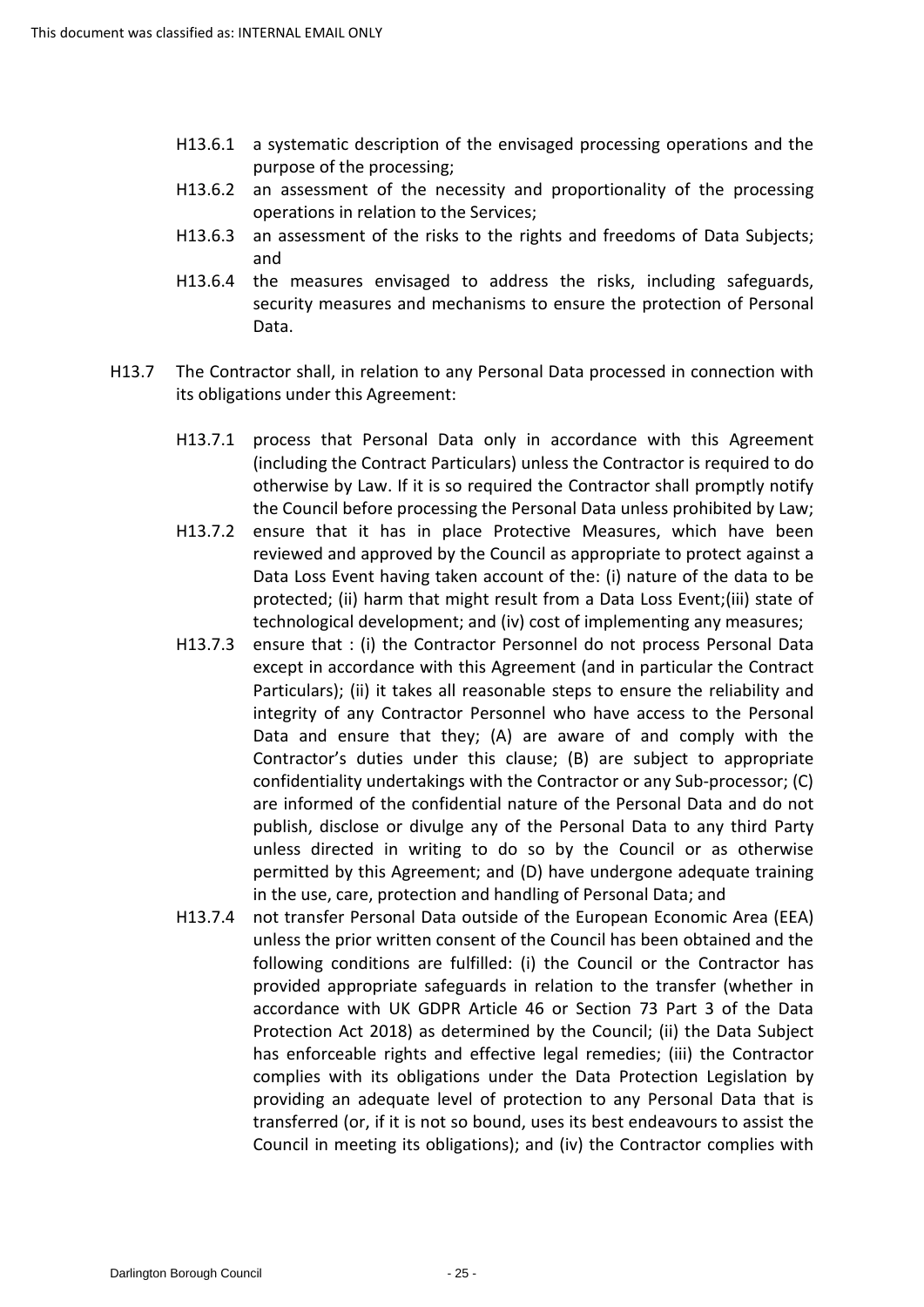H13.6.1 a systematic description of the envisaged processing operations and the purpose of the processing;

H13.6.2 an assessment of the necessity and proportionality of the processing operations in relation to the Services;

H13.6.3 an assessment of the risks to the rights and freedoms of Data Subjects; and

H13.6.4 the measures envisaged to address the risks, including safeguards, security measures and mechanisms to ensure the protection of Personal Data.

H13.7 The Contractor shall, in relation to any Personal Data processed in connection with its obligations under this Agreement:

H13.7.1 process that Personal Data only in accordance with this Agreement (including the Contract Particulars) unless the Contractor is required to do otherwise by Law. If it is so required the Contractor shall promptly notify the Council before processing the Personal Data unless prohibited by Law;

H13.7.2 ensure that it has in place Protective Measures, which have been reviewed and approved by the Council as appropriate to protect against a Data Loss Event having taken account of the: (i) nature of the data to be protected; (ii) harm that might result from a Data Loss Event;(iii) state of technological development; and (iv) cost of implementing any measures;

H13.7.3 ensure that : (i) the Contractor Personnel do not process Personal Data except in accordance with this Agreement (and in particular the Contract Particulars); (ii) it takes all reasonable steps to ensure the reliability and integrity of any Contractor Personnel who have access to the Personal Data and ensure that they; (A) are aware of and comply with the Contractor's duties under this clause; (B) are subject to appropriate confidentiality undertakings with the Contractor or any Sub-processor; (C) are informed of the confidential nature of the Personal Data and do not publish, disclose or divulge any of the Personal Data to any third Party unless directed in writing to do so by the Council or as otherwise permitted by this Agreement; and (D) have undergone adequate training in the use, care, protection and handling of Personal Data; and

H13.7.4 not transfer Personal Data outside of the European Economic Area (EEA) unless the prior written consent of the Council has been obtained and the following conditions are fulfilled: (i) the Council or the Contractor has provided appropriate safeguards in relation to the transfer (whether in accordance with UK GDPR Article 46 or Section 73 Part 3 of the Data Protection Act 2018) as determined by the Council; (ii) the Data Subject has enforceable rights and effective legal remedies; (iii) the Contractor complies with its obligations under the Data Protection Legislation by providing an adequate level of protection to any Personal Data that is transferred (or, if it is not so bound, uses its best endeavours to assist the Council in meeting its obligations); and (iv) the Contractor complies with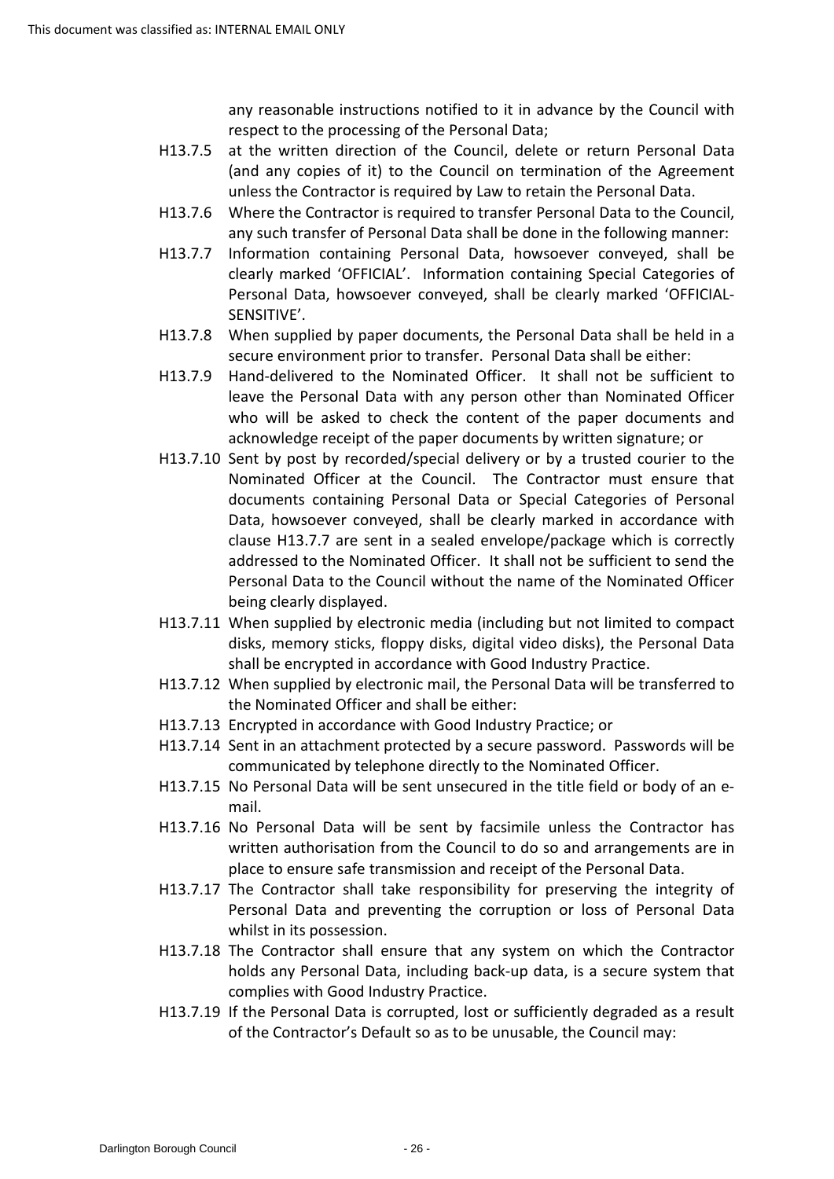any reasonable instructions notified to it in advance by the Council with respect to the processing of the Personal Data;

H13.7.5 at the written direction of the Council, delete or return Personal Data (and any copies of it) to the Council on termination of the Agreement unless the Contractor is required by Law to retain the Personal Data.

H13.7.6 Where the Contractor is required to transfer Personal Data to the Council, any such transfer of Personal Data shall be done in the following manner:

H13.7.7 Information containing Personal Data, howsoever conveyed, shall be clearly marked 'OFFICIAL'. Information containing Special Categories of Personal Data, howsoever conveyed, shall be clearly marked 'OFFICIAL-SENSITIVE'.

H13.7.8 When supplied by paper documents, the Personal Data shall be held in a secure environment prior to transfer. Personal Data shall be either:

H13.7.9 Hand-delivered to the Nominated Officer. It shall not be sufficient to leave the Personal Data with any person other than Nominated Officer who will be asked to check the content of the paper documents and acknowledge receipt of the paper documents by written signature; or

H13.7.10 Sent by post by recorded/special delivery or by a trusted courier to the Nominated Officer at the Council. The Contractor must ensure that documents containing Personal Data or Special Categories of Personal Data, howsoever conveyed, shall be clearly marked in accordance with clause H13.7.7 are sent in a sealed envelope/package which is correctly addressed to the Nominated Officer. It shall not be sufficient to send the Personal Data to the Council without the name of the Nominated Officer being clearly displayed.

H13.7.11 When supplied by electronic media (including but not limited to compact disks, memory sticks, floppy disks, digital video disks), the Personal Data shall be encrypted in accordance with Good Industry Practice.

H13.7.12 When supplied by electronic mail, the Personal Data will be transferred to the Nominated Officer and shall be either:

H13.7.13 Encrypted in accordance with Good Industry Practice; or

H13.7.14 Sent in an attachment protected by a secure password. Passwords will be communicated by telephone directly to the Nominated Officer.

H13.7.15 No Personal Data will be sent unsecured in the title field or body of an e-mail.

H13.7.16 No Personal Data will be sent by facsimile unless the Contractor has written authorisation from the Council to do so and arrangements are in place to ensure safe transmission and receipt of the Personal Data.

H13.7.17 The Contractor shall take responsibility for preserving the integrity of Personal Data and preventing the corruption or loss of Personal Data whilst in its possession.

H13.7.18 The Contractor shall ensure that any system on which the Contractor holds any Personal Data, including back-up data, is a secure system that complies with Good Industry Practice.

H13.7.19 If the Personal Data is corrupted, lost or sufficiently degraded as a result of the Contractor's Default so as to be unusable, the Council may: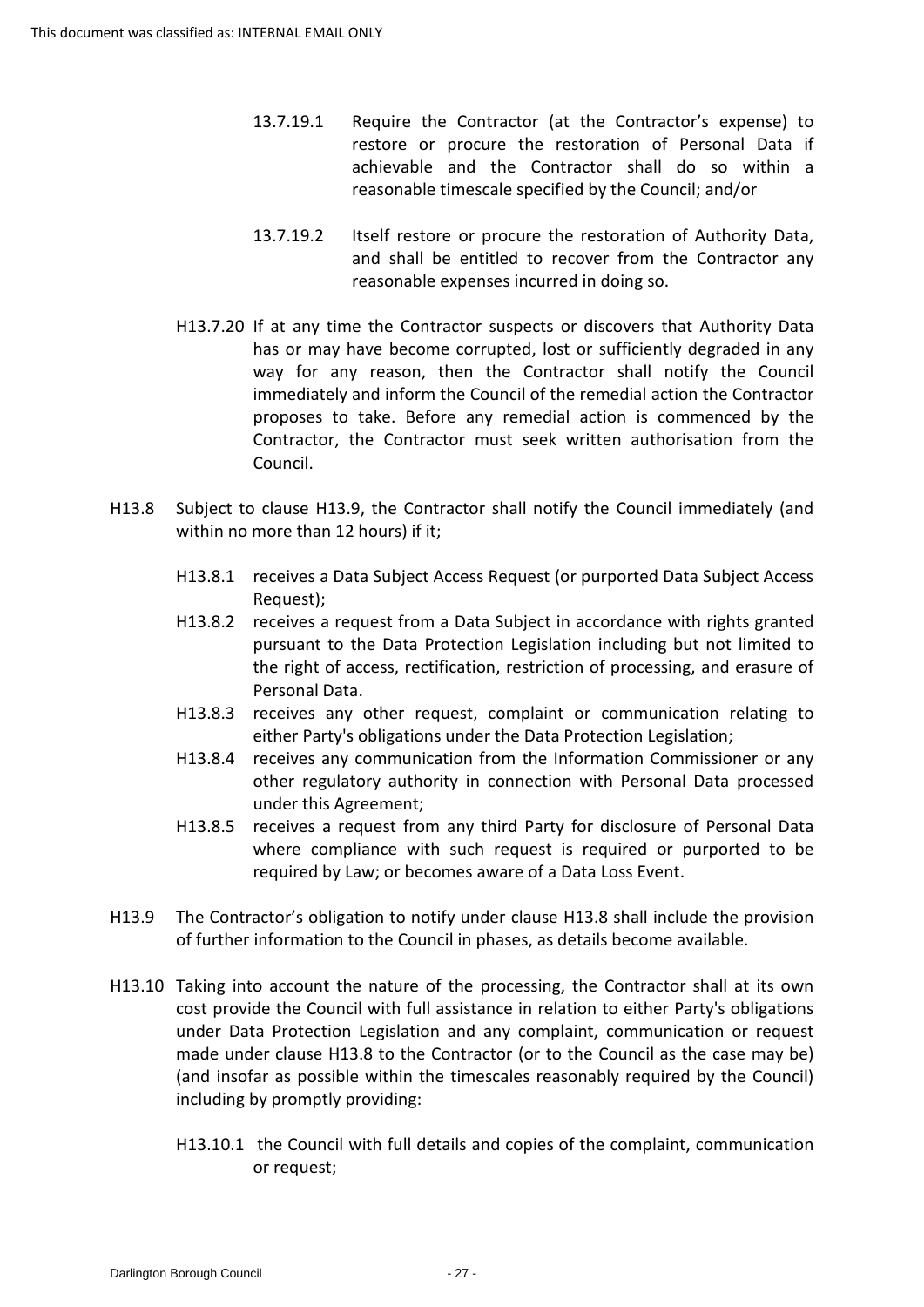13.7.19.1 Require the Contractor (at the Contractor's expense) to restore or procure the restoration of Personal Data if achievable and the Contractor shall do so within a reasonable timescale specified by the Council; and/or

13.7.19.2 Itself restore or procure the restoration of Authority Data, and shall be entitled to recover from the Contractor any reasonable expenses incurred in doing so.

H13.7.20 If at any time the Contractor suspects or discovers that Authority Data has or may have become corrupted, lost or sufficiently degraded in any way for any reason, then the Contractor shall notify the Council immediately and inform the Council of the remedial action the Contractor proposes to take. Before any remedial action is commenced by the Contractor, the Contractor must seek written authorisation from the Council.

H13.8 Subject to clause H13.9, the Contractor shall notify the Council immediately (and within no more than 12 hours) if it;

H13.8.1 receives a Data Subject Access Request (or purported Data Subject Access Request);

H13.8.2 receives a request from a Data Subject in accordance with rights granted pursuant to the Data Protection Legislation including but not limited to the right of access, rectification, restriction of processing, and erasure of Personal Data.

H13.8.3 receives any other request, complaint or communication relating to either Party's obligations under the Data Protection Legislation;

H13.8.4 receives any communication from the Information Commissioner or any other regulatory authority in connection with Personal Data processed under this Agreement;

H13.8.5 receives a request from any third Party for disclosure of Personal Data where compliance with such request is required or purported to be required by Law; or becomes aware of a Data Loss Event.

H13.9 The Contractor's obligation to notify under clause H13.8 shall include the provision of further information to the Council in phases, as details become available.

H13.10 Taking into account the nature of the processing, the Contractor shall at its own cost provide the Council with full assistance in relation to either Party's obligations under Data Protection Legislation and any complaint, communication or request made under clause H13.8 to the Contractor (or to the Council as the case may be) (and insofar as possible within the timescales reasonably required by the Council) including by promptly providing:

H13.10.1 the Council with full details and copies of the complaint, communication or request;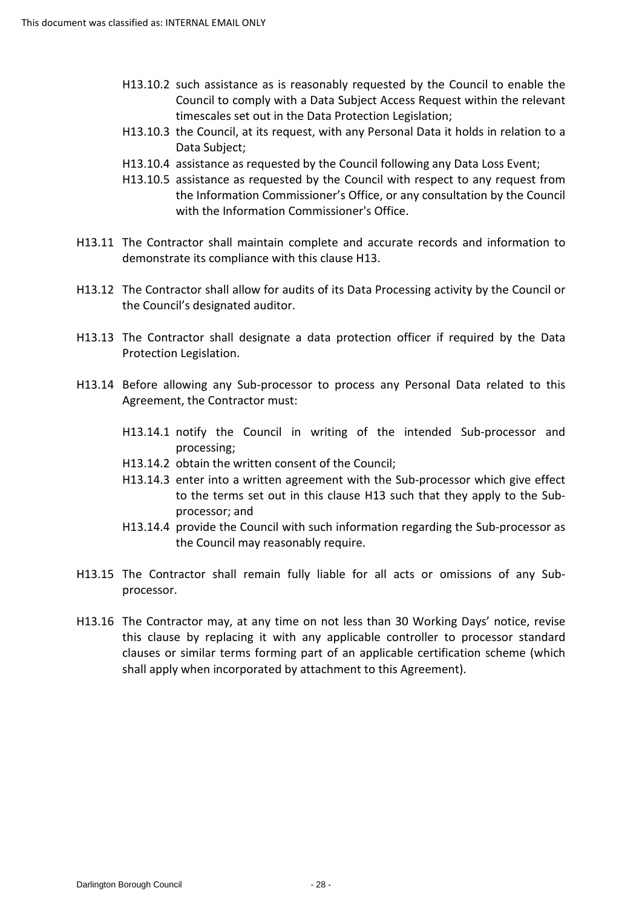H13.10.2 such assistance as is reasonably requested by the Council to enable the Council to comply with a Data Subject Access Request within the relevant timescales set out in the Data Protection Legislation;

H13.10.3 the Council, at its request, with any Personal Data it holds in relation to a Data Subject;

H13.10.4 assistance as requested by the Council following any Data Loss Event;

H13.10.5 assistance as requested by the Council with respect to any request from the Information Commissioner's Office, or any consultation by the Council with the Information Commissioner's Office.

H13.11 The Contractor shall maintain complete and accurate records and information to demonstrate its compliance with this clause H13.

H13.12 The Contractor shall allow for audits of its Data Processing activity by the Council or the Council's designated auditor.

H13.13 The Contractor shall designate a data protection officer if required by the Data Protection Legislation.

H13.14 Before allowing any Sub-processor to process any Personal Data related to this Agreement, the Contractor must:

H13.14.1 notify the Council in writing of the intended Sub-processor and processing;

H13.14.2 obtain the written consent of the Council;

H13.14.3 enter into a written agreement with the Sub-processor which give effect to the terms set out in this clause H13 such that they apply to the Sub-processor; and

H13.14.4 provide the Council with such information regarding the Sub-processor as the Council may reasonably require.

H13.15 The Contractor shall remain fully liable for all acts or omissions of any Sub-processor.

H13.16 The Contractor may, at any time on not less than 30 Working Days' notice, revise this clause by replacing it with any applicable controller to processor standard clauses or similar terms forming part of an applicable certification scheme (which shall apply when incorporated by attachment to this Agreement).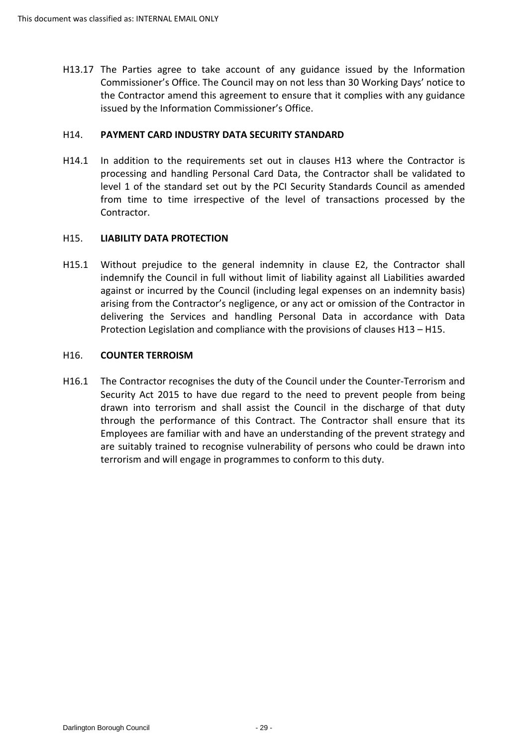H13.17 The Parties agree to take account of any guidance issued by the Information Commissioner's Office. The Council may on not less than 30 Working Days' notice to the Contractor amend this agreement to ensure that it complies with any guidance issued by the Information Commissioner's Office.

## H14. PAYMENT CARD INDUSTRY DATA SECURITY STANDARD

H14.1 In addition to the requirements set out in clauses H13 where the Contractor is processing and handling Personal Card Data, the Contractor shall be validated to level 1 of the standard set out by the PCI Security Standards Council as amended from time to time irrespective of the level of transactions processed by the Contractor.

## H15. LIABILITY DATA PROTECTION

H15.1 Without prejudice to the general indemnity in clause E2, the Contractor shall indemnify the Council in full without limit of liability against all Liabilities awarded against or incurred by the Council (including legal expenses on an indemnity basis) arising from the Contractor's negligence, or any act or omission of the Contractor in delivering the Services and handling Personal Data in accordance with Data Protection Legislation and compliance with the provisions of clauses H13 – H15.

## H16. COUNTER TERROISM

H16.1 The Contractor recognises the duty of the Council under the Counter-Terrorism and Security Act 2015 to have due regard to the need to prevent people from being drawn into terrorism and shall assist the Council in the discharge of that duty through the performance of this Contract. The Contractor shall ensure that its Employees are familiar with and have an understanding of the prevent strategy and are suitably trained to recognise vulnerability of persons who could be drawn into terrorism and will engage in programmes to conform to this duty.